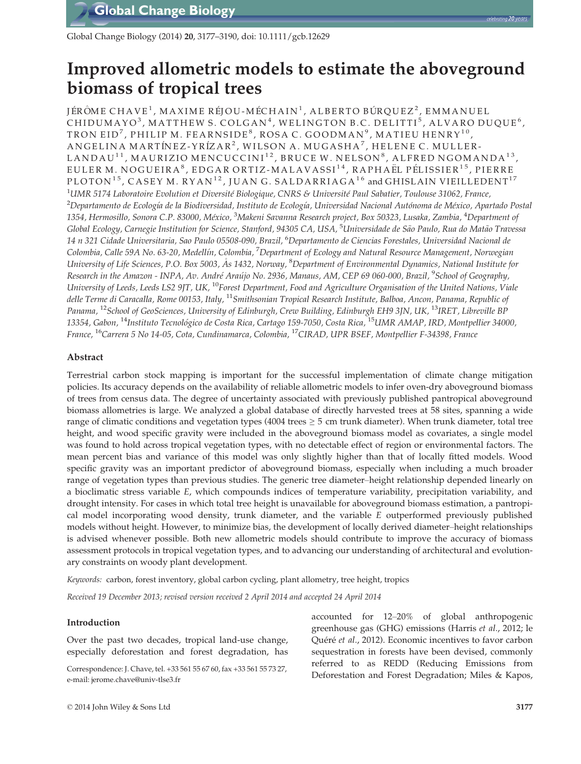# Improved allometric models to estimate the aboveground biomass of tropical trees

JÉRÔME CHAVE[1], MAXIME RÉJOU-MÉCHAIN[1], ALBERTO BÚRQUEZ[2], EMMANUEL CHIDUMAYO[3], MATTHEW S. COLGAN[4], WELINGTON B.C. DELITTI[5], ALVARO DUQUE[6], TRON EID[7], PHILIP M. FEARNSIDE[8], ROSA C. GOODMAN[9], MATIEU HENRY[10], ANGELINA MARTÍNEZ-YRÍZAR[2], WILSON A. MUGASHA[7], HELENE C. MULLER-LANDAU[11], MAURIZIO MENCUCCINI[12], BRUCE W. NELSON[8], ALFRED NGOMANDA[13], EULER M. NOGUEIRA[8], EDGAR ORTIZ-MALAVASSI[14], RAPHAËL PÉLISSIER[15], PIERRE PLOTON[15], CASEY M. RYAN[12], JUAN G. SALDARRIAGA[16] and GHISLAIN VIEILLEDENT[17]

[1]*UMR 5174 Laboratoire Evolution et Diversité Biologique, CNRS & Université Paul Sabatier, Toulouse 31062, France,* [2]*Departamento de Ecología de la Biodiversidad, Instituto de Ecología, Universidad Nacional Autónoma de México, Apartado Postal 1354, Hermosillo, Sonora C.P. 83000, México,* [3]*Makeni Savanna Research project, Box 50323, Lusaka, Zambia,* [4]*Department of Global Ecology, Carnegie Institution for Science, Stanford, 94305 CA, USA,* [5]*Universidade de São Paulo, Rua do Matão Travessa 14 n 321 Cidade Universitaria, Sao Paulo 05508-090, Brazil,* [6]*Departamento de Ciencias Forestales, Universidad Nacional de Colombia, Calle 59A No. 63-20, Medellín, Colombia,* [7]*Department of Ecology and Natural Resource Management, Norwegian University of Life Sciences, P.O. Box 5003, Ås 1432, Norway,* [8]*Department of Environmental Dynamics, National Institute for Research in the Amazon - INPA, Av. André Araújo No. 2936, Manaus, AM, CEP 69 060-000, Brazil,* [9]*School of Geography, University of Leeds, Leeds LS2 9JT, UK,* [10]*Forest Department, Food and Agriculture Organisation of the United Nations, Viale delle Terme di Caracalla, Rome 00153, Italy,* [11]*Smithsonian Tropical Research Institute, Balboa, Ancon, Panama, Republic of Panama,* [12]*School of GeoSciences, University of Edinburgh, Crew Building, Edinburgh EH9 3JN, UK,* [13]*IRET, Libreville BP 13354, Gabon,* [14]*Instituto Tecnológico de Costa Rica, Cartago 159-7050, Costa Rica,* [15]*UMR AMAP, IRD, Montpellier 34000, France,* [16]*Carrera 5 No 14-05, Cota, Cundinamarca, Colombia,* [17]*CIRAD, UPR BSEF, Montpellier F-34398, France*

## Abstract

Terrestrial carbon stock mapping is important for the successful implementation of climate change mitigation policies. Its accuracy depends on the availability of reliable allometric models to infer oven-dry aboveground biomass of trees from census data. The degree of uncertainty associated with previously published pantropical aboveground biomass allometries is large. We analyzed a global database of directly harvested trees at 58 sites, spanning a wide range of climatic conditions and vegetation types (4004 trees ≥ 5 cm trunk diameter). When trunk diameter, total tree height, and wood specific gravity were included in the aboveground biomass model as covariates, a single model was found to hold across tropical vegetation types, with no detectable effect of region or environmental factors. The mean percent bias and variance of this model was only slightly higher than that of locally fitted models. Wood specific gravity was an important predictor of aboveground biomass, especially when including a much broader range of vegetation types than previous studies. The generic tree diameter–height relationship depended linearly on a bioclimatic stress variable $E$, which compounds indices of temperature variability, precipitation variability, and drought intensity. For cases in which total tree height is unavailable for aboveground biomass estimation, a pantropical model incorporating wood density, trunk diameter, and the variable $E$ outperformed previously published models without height. However, to minimize bias, the development of locally derived diameter–height relationships is advised whenever possible. Both new allometric models should contribute to improve the accuracy of biomass assessment protocols in tropical vegetation types, and to advancing our understanding of architectural and evolutionary constraints on woody plant development.

*Keywords:* carbon, forest inventory, global carbon cycling, plant allometry, tree height, tropics

*Received 19 December 2013; revised version received 2 April 2014 and accepted 24 April 2014*

## Introduction

Over the past two decades, tropical land-use change, especially deforestation and forest degradation, has accounted for 12–20% of global anthropogenic greenhouse gas (GHG) emissions (Harris *et al.*, 2012; le Quéré *et al.*, 2012). Economic incentives to favor carbon sequestration in forests have been devised, commonly referred to as REDD (Reducing Emissions from Deforestation and Forest Degradation; Miles & Kapos,

Correspondence: J. Chave, tel. +33 561 55 67 60, fax +33 561 55 73 27, e-mail: jerome.chave@univ-tlse3.fr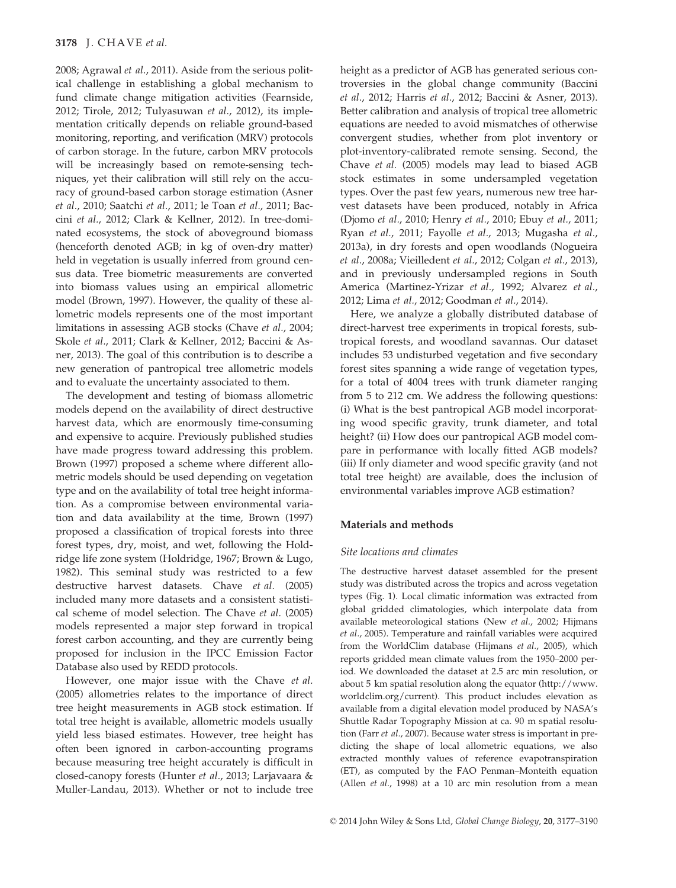2008; Agrawal *et al*., 2011). Aside from the serious political challenge in establishing a global mechanism to fund climate change mitigation activities (Fearnside, 2012; Tirole, 2012; Tulyasuwan *et al*., 2012), its implementation critically depends on reliable ground-based monitoring, reporting, and verification (MRV) protocols of carbon storage. In the future, carbon MRV protocols will be increasingly based on remote-sensing techniques, yet their calibration will still rely on the accuracy of ground-based carbon storage estimation (Asner *et al*., 2010; Saatchi *et al*., 2011; le Toan *et al*., 2011; Baccini *et al*., 2012; Clark & Kellner, 2012). In tree-dominated ecosystems, the stock of aboveground biomass (henceforth denoted AGB; in kg of oven-dry matter) held in vegetation is usually inferred from ground census data. Tree biometric measurements are converted into biomass values using an empirical allometric model (Brown, 1997). However, the quality of these allometric models represents one of the most important limitations in assessing AGB stocks (Chave *et al*., 2004; Skole *et al*., 2011; Clark & Kellner, 2012; Baccini & Asner, 2013). The goal of this contribution is to describe a new generation of pantropical tree allometric models and to evaluate the uncertainty associated to them.

The development and testing of biomass allometric models depend on the availability of direct destructive harvest data, which are enormously time-consuming and expensive to acquire. Previously published studies have made progress toward addressing this problem. Brown (1997) proposed a scheme where different allometric models should be used depending on vegetation type and on the availability of total tree height information. As a compromise between environmental variation and data availability at the time, Brown (1997) proposed a classification of tropical forests into three forest types, dry, moist, and wet, following the Holdridge life zone system (Holdridge, 1967; Brown & Lugo, 1982). This seminal study was restricted to a few destructive harvest datasets. Chave *et al.* (2005) included many more datasets and a consistent statistical scheme of model selection. The Chave *et al.* (2005) models represented a major step forward in tropical forest carbon accounting, and they are currently being proposed for inclusion in the IPCC Emission Factor Database also used by REDD protocols.

However, one major issue with the Chave *et al.* (2005) allometries relates to the importance of direct tree height measurements in AGB stock estimation. If total tree height is available, allometric models usually yield less biased estimates. However, tree height has often been ignored in carbon-accounting programs because measuring tree height accurately is difficult in closed-canopy forests (Hunter *et al*., 2013; Larjavaara & Muller-Landau, 2013). Whether or not to include tree height as a predictor of AGB has generated serious controversies in the global change community (Baccini *et al*., 2012; Harris *et al*., 2012; Baccini & Asner, 2013). Better calibration and analysis of tropical tree allometric equations are needed to avoid mismatches of otherwise convergent studies, whether from plot inventory or plot-inventory-calibrated remote sensing. Second, the Chave *et al.* (2005) models may lead to biased AGB stock estimates in some undersampled vegetation types. Over the past few years, numerous new tree harvest datasets have been produced, notably in Africa (Djomo *et al*., 2010; Henry *et al*., 2010; Ebuy *et al*., 2011; Ryan *et al*., 2011; Fayolle *et al*., 2013; Mugasha *et al*., 2013a), in dry forests and open woodlands (Nogueira *et al*., 2008a; Vieilledent *et al*., 2012; Colgan *et al*., 2013), and in previously undersampled regions in South America (Martinez-Yrizar *et al*., 1992; Alvarez *et al*., 2012; Lima *et al*., 2012; Goodman *et al*., 2014).

Here, we analyze a globally distributed database of direct-harvest tree experiments in tropical forests, subtropical forests, and woodland savannas. Our dataset includes 53 undisturbed vegetation and five secondary forest sites spanning a wide range of vegetation types, for a total of 4004 trees with trunk diameter ranging from 5 to 212 cm. We address the following questions: (i) What is the best pantropical AGB model incorporating wood specific gravity, trunk diameter, and total height? (ii) How does our pantropical AGB model compare in performance with locally fitted AGB models? (iii) If only diameter and wood specific gravity (and not total tree height) are available, does the inclusion of environmental variables improve AGB estimation?

## Materials and methods

### *Site locations and climates*

The destructive harvest dataset assembled for the present study was distributed across the tropics and across vegetation types (Fig. 1). Local climatic information was extracted from global gridded climatologies, which interpolate data from available meteorological stations (New *et al*., 2002; Hijmans *et al*., 2005). Temperature and rainfall variables were acquired from the WorldClim database (Hijmans *et al*., 2005), which reports gridded mean climate values from the 1950–2000 period. We downloaded the dataset at 2.5 arc min resolution, or about 5 km spatial resolution along the equator (http://www.worldclim.org/current). This product includes elevation as available from a digital elevation model produced by NASA's Shuttle Radar Topography Mission at ca. 90 m spatial resolution (Farr *et al*., 2007). Because water stress is important in predicting the shape of local allometric equations, we also extracted monthly values of reference evapotranspiration (ET), as computed by the FAO Penman–Monteith equation (Allen *et al*., 1998) at a 10 arc min resolution from a mean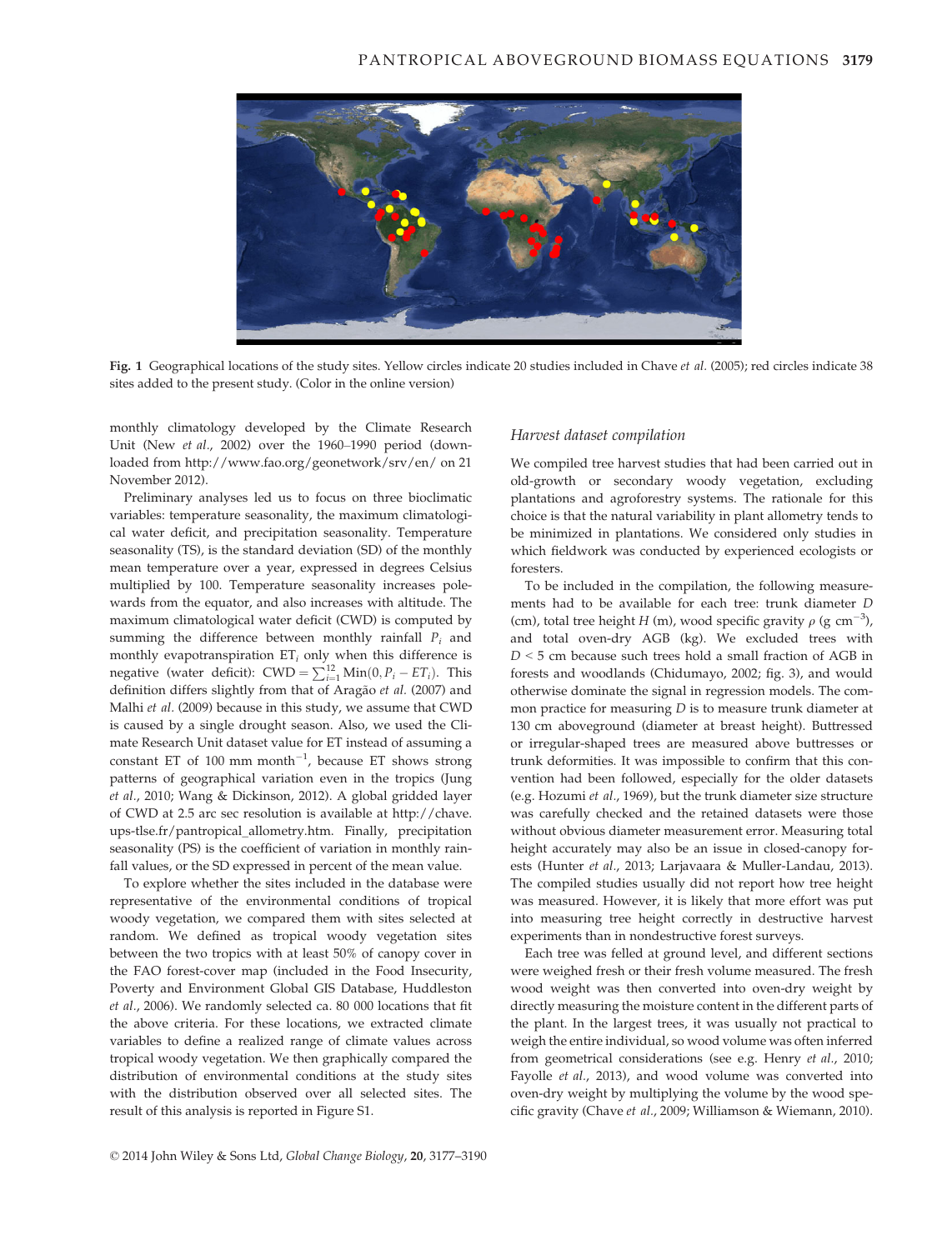Fig. 1 Geographical locations of the study sites. Yellow circles indicate 20 studies included in Chave *et al.* (2005); red circles indicate 38 sites added to the present study. (Color in the online version)

monthly climatology developed by the Climate Research Unit (New *et al.*, 2002) over the 1960–1990 period (downloaded from http://www.fao.org/geonetwork/srv/en/ on 21 November 2012).

Preliminary analyses led us to focus on three bioclimatic variables: temperature seasonality, the maximum climatological water deficit, and precipitation seasonality. Temperature seasonality (TS), is the standard deviation (SD) of the monthly mean temperature over a year, expressed in degrees Celsius multiplied by 100. Temperature seasonality increases polewards from the equator, and also increases with altitude. The maximum climatological water deficit (CWD) is computed by summing the difference between monthly rainfall $P_i$ and monthly evapotranspiration $ET_i$ only when this difference is negative (water deficit): $CWD = \sum_{i=1}^{12} \mathrm{Min}(0, P_i - ET_i)$. This definition differs slightly from that of Aragão *et al.* (2007) and Malhi *et al.* (2009) because in this study, we assume that CWD is caused by a single drought season. Also, we used the Climate Research Unit dataset value for ET instead of assuming a constant ET of 100 mm month$^{-1}$, because ET shows strong patterns of geographical variation even in the tropics (Jung *et al.*, 2010; Wang & Dickinson, 2012). A global gridded layer of CWD at 2.5 arc sec resolution is available at http://chave.ups-tlse.fr/pantropical_allometry.htm. Finally, precipitation seasonality (PS) is the coefficient of variation in monthly rainfall values, or the SD expressed in percent of the mean value.

To explore whether the sites included in the database were representative of the environmental conditions of tropical woody vegetation, we compared them with sites selected at random. We defined as tropical woody vegetation sites between the two tropics with at least 50% of canopy cover in the FAO forest-cover map (included in the Food Insecurity, Poverty and Environment Global GIS Database, Huddleston *et al.*, 2006). We randomly selected ca. 80 000 locations that fit the above criteria. For these locations, we extracted climate variables to define a realized range of climate values across tropical woody vegetation. We then graphically compared the distribution of environmental conditions at the study sites with the distribution observed over all selected sites. The result of this analysis is reported in Figure S1.

### *Harvest dataset compilation*

We compiled tree harvest studies that had been carried out in old-growth or secondary woody vegetation, excluding plantations and agroforestry systems. The rationale for this choice is that the natural variability in plant allometry tends to be minimized in plantations. We considered only studies in which fieldwork was conducted by experienced ecologists or foresters.

To be included in the compilation, the following measurements had to be available for each tree: trunk diameter $D$ (cm), total tree height $H$ (m), wood specific gravity $\rho$ (g cm$^{-3}$), and total oven-dry AGB (kg). We excluded trees with $D$ < 5 cm because such trees hold a small fraction of AGB in forests and woodlands (Chidumayo, 2002; fig. 3), and would otherwise dominate the signal in regression models. The common practice for measuring $D$ is to measure trunk diameter at 130 cm aboveground (diameter at breast height). Buttressed or irregular-shaped trees are measured above buttresses or trunk deformities. It was impossible to confirm that this convention had been followed, especially for the older datasets (e.g. Hozumi *et al.*, 1969), but the trunk diameter size structure was carefully checked and the retained datasets were those without obvious diameter measurement error. Measuring total height accurately may also be an issue in closed-canopy forests (Hunter *et al.*, 2013; Larjavaara & Muller-Landau, 2013). The compiled studies usually did not report how tree height was measured. However, it is likely that more effort was put into measuring tree height correctly in destructive harvest experiments than in nondestructive forest surveys.

Each tree was felled at ground level, and different sections were weighed fresh or their fresh volume measured. The fresh wood weight was then converted into oven-dry weight by directly measuring the moisture content in the different parts of the plant. In the largest trees, it was usually not practical to weigh the entire individual, so wood volume was often inferred from geometrical considerations (see e.g. Henry *et al.*, 2010; Fayolle *et al.*, 2013), and wood volume was converted into oven-dry weight by multiplying the volume by the wood specific gravity (Chave *et al.*, 2009; Williamson & Wiemann, 2010).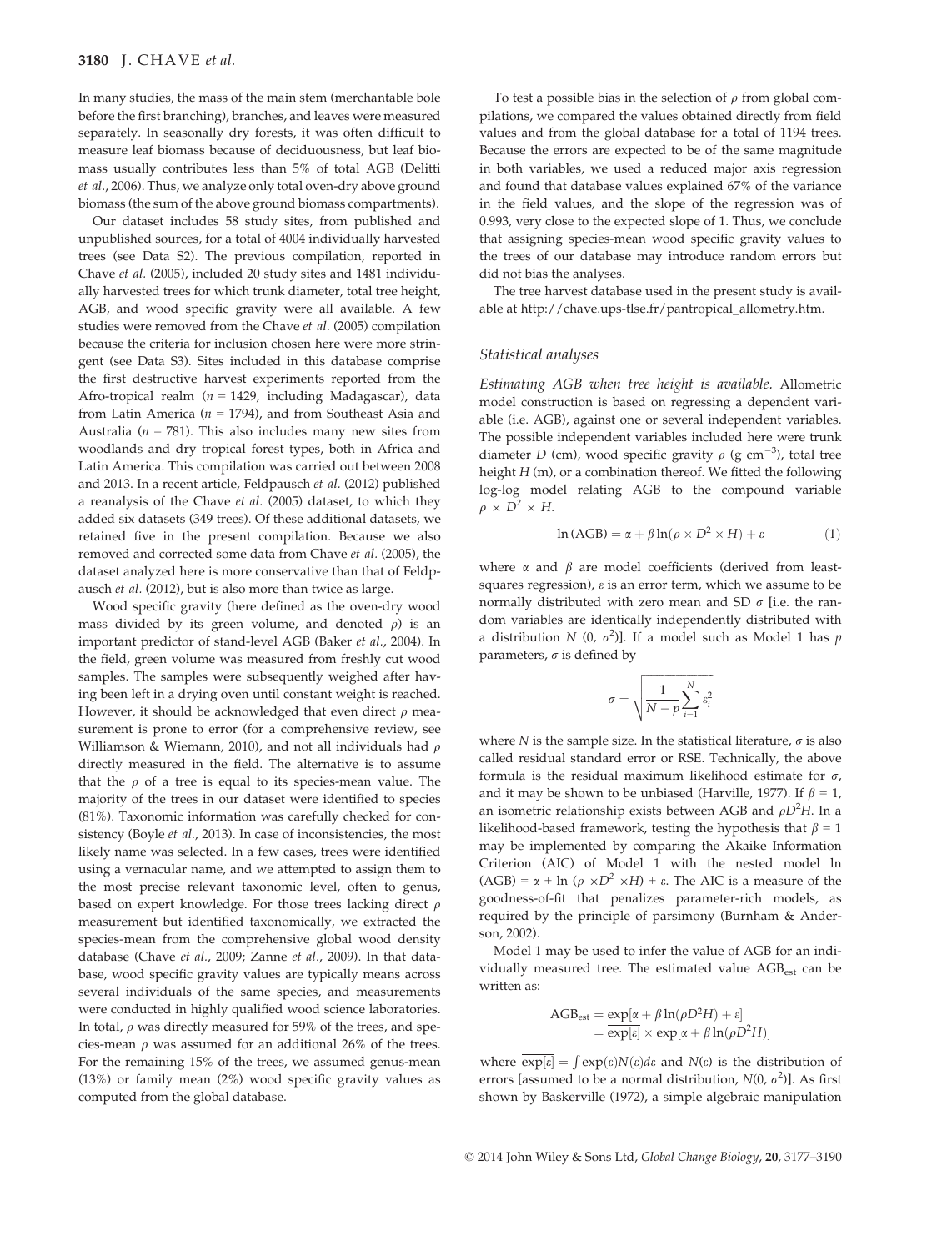In many studies, the mass of the main stem (merchantable bole before the first branching), branches, and leaves were measured separately. In seasonally dry forests, it was often difficult to measure leaf biomass because of deciduousness, but leaf biomass usually contributes less than 5% of total AGB (Delitti *et al.*, 2006). Thus, we analyze only total oven-dry above ground biomass (the sum of the above ground biomass compartments).

Our dataset includes 58 study sites, from published and unpublished sources, for a total of 4004 individually harvested trees (see Data S2). The previous compilation, reported in Chave *et al.* (2005), included 20 study sites and 1481 individually harvested trees for which trunk diameter, total tree height, AGB, and wood specific gravity were all available. A few studies were removed from the Chave *et al.* (2005) compilation because the criteria for inclusion chosen here were more stringent (see Data S3). Sites included in this database comprise the first destructive harvest experiments reported from the Afro-tropical realm ($n$ = 1429, including Madagascar), data from Latin America ($n$ = 1794), and from Southeast Asia and Australia ($n$ = 781). This also includes many new sites from woodlands and dry tropical forest types, both in Africa and Latin America. This compilation was carried out between 2008 and 2013. In a recent article, Feldpausch *et al.* (2012) published a reanalysis of the Chave *et al.* (2005) dataset, to which they added six datasets (349 trees). Of these additional datasets, we retained five in the present compilation. Because we also removed and corrected some data from Chave *et al.* (2005), the dataset analyzed here is more conservative than that of Feldpausch *et al.* (2012), but is also more than twice as large.

Wood specific gravity (here defined as the oven-dry wood mass divided by its green volume, and denoted $\rho$) is an important predictor of stand-level AGB (Baker *et al.*, 2004). In the field, green volume was measured from freshly cut wood samples. The samples were subsequently weighed after having been left in a drying oven until constant weight is reached. However, it should be acknowledged that even direct $\rho$ measurement is prone to error (for a comprehensive review, see Williamson & Wiemann, 2010), and not all individuals had $\rho$ directly measured in the field. The alternative is to assume that the $\rho$ of a tree is equal to its species-mean value. The majority of the trees in our dataset were identified to species (81%). Taxonomic information was carefully checked for consistency (Boyle *et al.*, 2013). In case of inconsistencies, the most likely name was selected. In a few cases, trees were identified using a vernacular name, and we attempted to assign them to the most precise relevant taxonomic level, often to genus, based on expert knowledge. For those trees lacking direct $\rho$ measurement but identified taxonomically, we extracted the species-mean from the comprehensive global wood density database (Chave *et al.*, 2009; Zanne *et al.*, 2009). In that database, wood specific gravity values are typically means across several individuals of the same species, and measurements were conducted in highly qualified wood science laboratories. In total, $\rho$ was directly measured for 59% of the trees, and species-mean $\rho$ was assumed for an additional 26% of the trees. For the remaining 15% of the trees, we assumed genus-mean (13%) or family mean (2%) wood specific gravity values as computed from the global database.

To test a possible bias in the selection of $\rho$ from global compilations, we compared the values obtained directly from field values and from the global database for a total of 1194 trees. Because the errors are expected to be of the same magnitude in both variables, we used a reduced major axis regression and found that database values explained 67% of the variance in the field values, and the slope of the regression was of 0.993, very close to the expected slope of 1. Thus, we conclude that assigning species-mean wood specific gravity values to the trees of our database may introduce random errors but did not bias the analyses.

The tree harvest database used in the present study is available at http://chave.ups-tlse.fr/pantropical_allometry.htm.

### *Statistical analyses*

*Estimating AGB when tree height is available.* Allometric model construction is based on regressing a dependent variable (i.e. AGB), against one or several independent variables. The possible independent variables included here were trunk diameter $D$ (cm), wood specific gravity $\rho$ (g cm$^{-3}$), total tree height $H$ (m), or a combination thereof. We fitted the following log-log model relating AGB to the compound variable $\rho \times D^2 \times H$.

$$\ln(\mathrm{AGB}) = \alpha + \beta \ln(\rho \times D^2 \times H) + \varepsilon \qquad (1)$$

where $\alpha$ and $\beta$ are model coefficients (derived from least-squares regression), $\varepsilon$ is an error term, which we assume to be normally distributed with zero mean and SD $\sigma$ [i.e. the random variables are identically independently distributed with a distribution $N$ (0, $\sigma^2$)]. If a model such as Model 1 has $p$ parameters, $\sigma$ is defined by

$$\sigma = \sqrt{\frac{1}{N-p}\sum_{i=1}^{N}\varepsilon_i^2}$$

where $N$ is the sample size. In the statistical literature, $\sigma$ is also called residual standard error or RSE. Technically, the above formula is the residual maximum likelihood estimate for $\sigma$, and it may be shown to be unbiased (Harville, 1977). If $\beta$ = 1, an isometric relationship exists between AGB and $\rho D^2 H$. In a likelihood-based framework, testing the hypothesis that $\beta$ = 1 may be implemented by comparing the Akaike Information Criterion (AIC) of Model 1 with the nested model $\ln(\mathrm{AGB}) = \alpha + \ln(\rho \times D^2 \times H) + \varepsilon$. The AIC is a measure of the goodness-of-fit that penalizes parameter-rich models, as required by the principle of parsimony (Burnham & Anderson, 2002).

Model 1 may be used to infer the value of AGB for an individually measured tree. The estimated value $\mathrm{AGB}_{est}$ can be written as:

$$\begin{aligned}\mathrm{AGB}_{est} &= \overline{\exp[\alpha + \beta \ln(\rho D^2 H) + \varepsilon]} \\ &= \overline{\exp[\varepsilon]} \times \exp[\alpha + \beta \ln(\rho D^2 H)]\end{aligned}$$

where $\overline{\exp[\varepsilon]} = \int \exp(\varepsilon) N(\varepsilon) d\varepsilon$ and $N(\varepsilon)$ is the distribution of errors [assumed to be a normal distribution, $N(0, \sigma^2)$]. As first shown by Baskerville (1972), a simple algebraic manipulation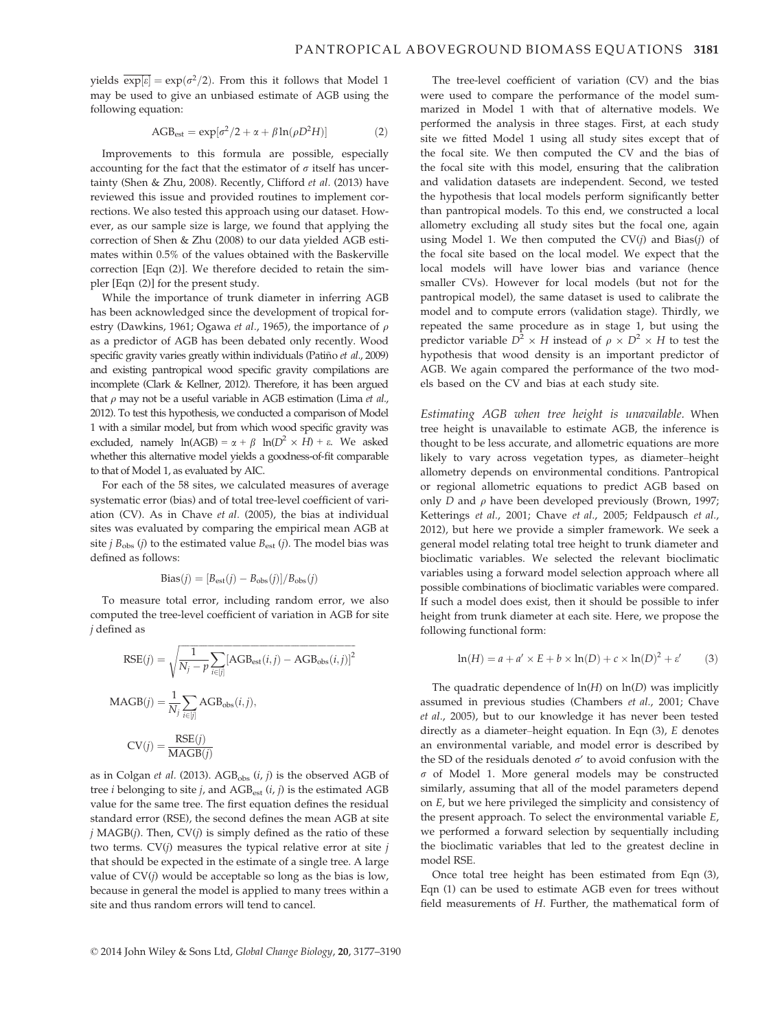yields $\overline{\exp[\varepsilon]} = \exp(\sigma^2/2)$. From this it follows that Model 1 may be used to give an unbiased estimate of AGB using the following equation:

$$\mathrm{AGB_{est}} = \exp[\sigma^2/2 + \alpha + \beta \ln(\rho D^2 H)] \tag{2}$$

Improvements to this formula are possible, especially accounting for the fact that the estimator of $\sigma$ itself has uncertainty (Shen & Zhu, 2008). Recently, Clifford *et al.* (2013) have reviewed this issue and provided routines to implement corrections. We also tested this approach using our dataset. However, as our sample size is large, we found that applying the correction of Shen & Zhu (2008) to our data yielded AGB estimates within 0.5% of the values obtained with the Baskerville correction [Eqn (2)]. We therefore decided to retain the simpler [Eqn (2)] for the present study.

While the importance of trunk diameter in inferring AGB has been acknowledged since the development of tropical forestry (Dawkins, 1961; Ogawa *et al.*, 1965), the importance of $\rho$ as a predictor of AGB has been debated only recently. Wood specific gravity varies greatly within individuals (Patiño *et al.*, 2009) and existing pantropical wood specific gravity compilations are incomplete (Clark & Kellner, 2012). Therefore, it has been argued that $\rho$ may not be a useful variable in AGB estimation (Lima *et al.*, 2012). To test this hypothesis, we conducted a comparison of Model 1 with a similar model, but from which wood specific gravity was excluded, namely $\ln(\mathrm{AGB}) = \alpha + \beta\ \ln(D^2 \times H) + \varepsilon$. We asked whether this alternative model yields a goodness-of-fit comparable to that of Model 1, as evaluated by AIC.

For each of the 58 sites, we calculated measures of average systematic error (bias) and of total tree-level coefficient of variation (CV). As in Chave *et al.* (2005), the bias at individual sites was evaluated by comparing the empirical mean AGB at site $j$ $B_{obs}$ $(j)$ to the estimated value $B_{est}$ $(j)$. The model bias was defined as follows:

$$\mathrm{Bias}(j) = [B_{est}(j) - B_{obs}(j)]/B_{obs}(j)$$

To measure total error, including random error, we also computed the tree-level coefficient of variation in AGB for site $j$ defined as

$$\mathrm{RSE}(j) = \sqrt{\frac{1}{N_j - p}\sum_{i \in [j]} [\mathrm{AGB_{est}}(i,j) - \mathrm{AGB_{obs}}(i,j)]^2}$$

$$\mathrm{MAGB}(j) = \frac{1}{N_j}\sum_{i \in [j]} \mathrm{AGB_{obs}}(i,j),$$

$$\mathrm{CV}(j) = \frac{\mathrm{RSE}(j)}{\mathrm{MAGB}(j)}$$

as in Colgan *et al.* (2013). $\mathrm{AGB_{obs}}$ $(i, j)$ is the observed AGB of tree $i$ belonging to site $j$, and $\mathrm{AGB_{est}}$ $(i, j)$ is the estimated AGB value for the same tree. The first equation defines the residual standard error (RSE), the second defines the mean AGB at site $j$ MAGB($j$). Then, CV($j$) is simply defined as the ratio of these two terms. CV($j$) measures the typical relative error at site $j$ that should be expected in the estimate of a single tree. A large value of CV($j$) would be acceptable so long as the bias is low, because in general the model is applied to many trees within a site and thus random errors will tend to cancel.

The tree-level coefficient of variation (CV) and the bias were used to compare the performance of the model summarized in Model 1 with that of alternative models. We performed the analysis in three stages. First, at each study site we fitted Model 1 using all study sites except that of the focal site. We then computed the CV and the bias of the focal site with this model, ensuring that the calibration and validation datasets are independent. Second, we tested the hypothesis that local models perform significantly better than pantropical models. To this end, we constructed a local allometry excluding all study sites but the focal one, again using Model 1. We then computed the CV($j$) and Bias($j$) of the focal site based on the local model. We expect that the local models will have lower bias and variance (hence smaller CVs). However for local models (but not for the pantropical model), the same dataset is used to calibrate the model and to compute errors (validation stage). Thirdly, we repeated the same procedure as in stage 1, but using the predictor variable $D^2 \times H$ instead of $\rho \times D^2 \times H$ to test the hypothesis that wood density is an important predictor of AGB. We again compared the performance of the two models based on the CV and bias at each study site.

*Estimating AGB when tree height is unavailable.* When tree height is unavailable to estimate AGB, the inference is thought to be less accurate, and allometric equations are more likely to vary across vegetation types, as diameter–height allometry depends on environmental conditions. Pantropical or regional allometric equations to predict AGB based on only $D$ and $\rho$ have been developed previously (Brown, 1997; Ketterings *et al.*, 2001; Chave *et al.*, 2005; Feldpausch *et al.*, 2012), but here we provide a simpler framework. We seek a general model relating total tree height to trunk diameter and bioclimatic variables. We selected the relevant bioclimatic variables using a forward model selection approach where all possible combinations of bioclimatic variables were compared. If such a model does exist, then it should be possible to infer height from trunk diameter at each site. Here, we propose the following functional form:

$$\ln(H) = a + a' \times E + b \times \ln(D) + c \times \ln(D)^2 + \varepsilon' \tag{3}$$

The quadratic dependence of $\ln(H)$ on $\ln(D)$ was implicitly assumed in previous studies (Chambers *et al.*, 2001; Chave *et al.*, 2005), but to our knowledge it has never been tested directly as a diameter–height equation. In Eqn (3), $E$ denotes an environmental variable, and model error is described by the SD of the residuals denoted $\sigma'$ to avoid confusion with the $\sigma$ of Model 1. More general models may be constructed similarly, assuming that all of the model parameters depend on $E$, but we here privileged the simplicity and consistency of the present approach. To select the environmental variable $E$, we performed a forward selection by sequentially including the bioclimatic variables that led to the greatest decline in model RSE.

Once total tree height has been estimated from Eqn (3), Eqn (1) can be used to estimate AGB even for trees without field measurements of $H$. Further, the mathematical form of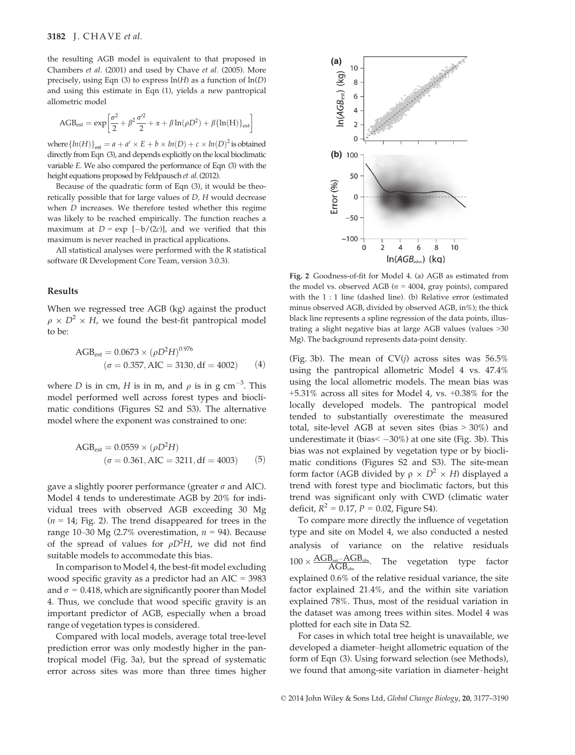the resulting AGB model is equivalent to that proposed in Chambers *et al.* (2001) and used by Chave *et al.* (2005). More precisely, using Eqn (3) to express ln($H$) as a function of ln($D$) and using this estimate in Eqn (1), yields a new pantropical allometric model

$$\mathrm{AGB_{est}} = \exp\left[\frac{\sigma^2}{2} + \beta^2\frac{\sigma'^2}{2} + \alpha + \beta\ln(\rho D^2) + \beta\{\ln(\mathrm{H})\}_{\mathrm{est}}\right]$$

where $\{ln(H)\}_{est} = a + a' \times E + b \times ln(D) + c \times ln(D)^2$ is obtained directly from Eqn (3), and depends explicitly on the local bioclimatic variable $E$. We also compared the performance of Eqn (3) with the height equations proposed by Feldpausch *et al.* (2012).

Because of the quadratic form of Eqn (3), it would be theoretically possible that for large values of $D$, $H$ would decrease when $D$ increases. We therefore tested whether this regime was likely to be reached empirically. The function reaches a maximum at $D = \exp[-b/(2c)]$, and we verified that this maximum is never reached in practical applications.

All statistical analyses were performed with the R statistical software (R Development Core Team, version 3.0.3).

## Results

When we regressed tree AGB (kg) against the product $\rho \times D^2 \times H$, we found the best-fit pantropical model to be:

$$\mathrm{AGB_{est}} = 0.0673 \times (\rho D^2 H)^{0.976} \quad (\sigma = 0.357, \mathrm{AIC} = 3130, \mathrm{df} = 4002) \tag{4}$$

where $D$ is in cm, $H$ is in m, and $\rho$ is in g cm$^{-3}$. This model performed well across forest types and bioclimatic conditions (Figures S2 and S3). The alternative model where the exponent was constrained to one:

$$\mathrm{AGB_{est}} = 0.0559 \times (\rho D^2 H) \quad (\sigma = 0.361, \mathrm{AIC} = 3211, \mathrm{df} = 4003) \tag{5}$$

gave a slightly poorer performance (greater $\sigma$ and AIC). Model 4 tends to underestimate AGB by 20% for individual trees with observed AGB exceeding 30 Mg ($n = 14$; Fig. 2). The trend disappeared for trees in the range 10–30 Mg (2.7% overestimation, $n = 94$). Because of the spread of values for $\rho D^2 H$, we did not find suitable models to accommodate this bias.

In comparison to Model 4, the best-fit model excluding wood specific gravity as a predictor had an AIC = 3983 and $\sigma = 0.418$, which are significantly poorer than Model 4. Thus, we conclude that wood specific gravity is an important predictor of AGB, especially when a broad range of vegetation types is considered.

Compared with local models, average total tree-level prediction error was only modestly higher in the pantropical model (Fig. 3a), but the spread of systematic error across sites was more than three times higher (Fig. 3b). The mean of CV($j$) across sites was 56.5% using the pantropical allometric Model 4 vs. 47.4% using the local allometric models. The mean bias was +5.31% across all sites for Model 4, vs. +0.38% for the locally developed models. The pantropical model tended to substantially overestimate the measured total, site-level AGB at seven sites (bias > 30%) and underestimate it (bias< −30%) at one site (Fig. 3b). This bias was not explained by vegetation type or by bioclimatic conditions (Figures S2 and S3). The site-mean form factor (AGB divided by $\rho \times D^2 \times H$) displayed a trend with forest type and bioclimatic factors, but this trend was significant only with CWD (climatic water deficit, $R^2 = 0.17$, $P = 0.02$, Figure S4).

Fig. 2 Goodness-of-fit for Model 4. (a) AGB as estimated from the model vs. observed AGB ($n = 4004$, gray points), compared with the 1 : 1 line (dashed line). (b) Relative error (estimated minus observed AGB, divided by observed AGB, in%); the thick black line represents a spline regression of the data points, illustrating a slight negative bias at large AGB values (values >30 Mg). The background represents data-point density.

To compare more directly the influence of vegetation type and site on Model 4, we also conducted a nested analysis of variance on the relative residuals $100 \times \frac{\mathrm{AGB_{est}} - \mathrm{AGB_{obs}}}{\mathrm{AGB_{obs}}}$. The vegetation type factor explained 0.6% of the relative residual variance, the site factor explained 21.4%, and the within site variation explained 78%. Thus, most of the residual variation in the dataset was among trees within sites. Model 4 was plotted for each site in Data S2.

For cases in which total tree height is unavailable, we developed a diameter–height allometric equation of the form of Eqn (3). Using forward selection (see Methods), we found that among-site variation in diameter–height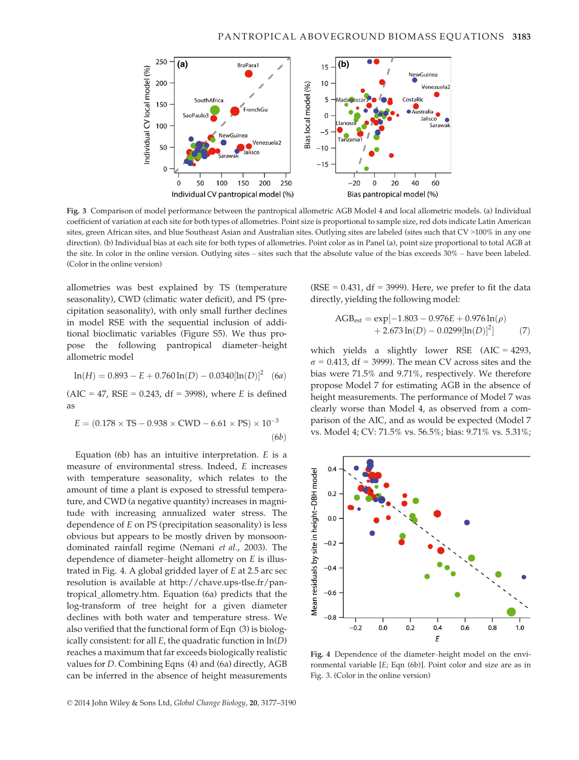Fig. 3 Comparison of model performance between the pantropical allometric AGB Model 4 and local allometric models. (a) Individual coefficient of variation at each site for both types of allometries. Point size is proportional to sample size, red dots indicate Latin American sites, green African sites, and blue Southeast Asian and Australian sites. Outlying sites are labeled (sites such that CV >100% in any one direction). (b) Individual bias at each site for both types of allometries. Point color as in Panel (a), point size proportional to total AGB at the site. In color in the online version. Outlying sites – sites such that the absolute value of the bias exceeds 30% – have been labeled. (Color in the online version)

allometries was best explained by TS (temperature seasonality), CWD (climatic water deficit), and PS (precipitation seasonality), with only small further declines in model RSE with the sequential inclusion of additional bioclimatic variables (Figure S5). We thus propose the following pantropical diameter–height allometric model

$$\ln(H) = 0.893 - E + 0.760\ln(D) - 0.0340[\ln(D)]^2 \quad (6a)$$

(AIC = 47, RSE = 0.243, df = 3998), where $E$ is defined as

$$E = (0.178 \times \mathrm{TS} - 0.938 \times \mathrm{CWD} - 6.61 \times \mathrm{PS}) \times 10^{-3} \quad (6b)$$

Equation (6b) has an intuitive interpretation. $E$ is a measure of environmental stress. Indeed, $E$ increases with temperature seasonality, which relates to the amount of time a plant is exposed to stressful temperature, and CWD (a negative quantity) increases in magnitude with increasing annualized water stress. The dependence of $E$ on PS (precipitation seasonality) is less obvious but appears to be mostly driven by monsoon-dominated rainfall regime (Nemani *et al.*, 2003). The dependence of diameter–height allometry on $E$ is illustrated in Fig. 4. A global gridded layer of $E$ at 2.5 arc sec resolution is available at http://chave.ups-tlse.fr/pantropical_allometry.htm. Equation (6a) predicts that the log-transform of tree height for a given diameter declines with both water and temperature stress. We also verified that the functional form of Eqn (3) is biologically consistent: for all $E$, the quadratic function in $\ln(D)$ reaches a maximum that far exceeds biologically realistic values for $D$. Combining Eqns (4) and (6a) directly, AGB can be inferred in the absence of height measurements (RSE = 0.431, df = 3999). Here, we prefer to fit the data directly, yielding the following model:

$$\mathrm{AGB}_{est} = \exp[-1.803 - 0.976E + 0.976\ln(\rho) + 2.673\ln(D) - 0.0299[\ln(D)]^2] \quad (7)$$

which yields a slightly lower RSE (AIC = 4293, $\sigma$ = 0.413, df = 3999). The mean CV across sites and the bias were 71.5% and 9.71%, respectively. We therefore propose Model 7 for estimating AGB in the absence of height measurements. The performance of Model 7 was clearly worse than Model 4, as observed from a comparison of the AIC, and as would be expected (Model 7 vs. Model 4; CV: 71.5% vs. 56.5%; bias: 9.71% vs. 5.31%;

Fig. 4 Dependence of the diameter–height model on the environmental variable [$E$; Eqn (6b)]. Point color and size are as in Fig. 3. (Color in the online version)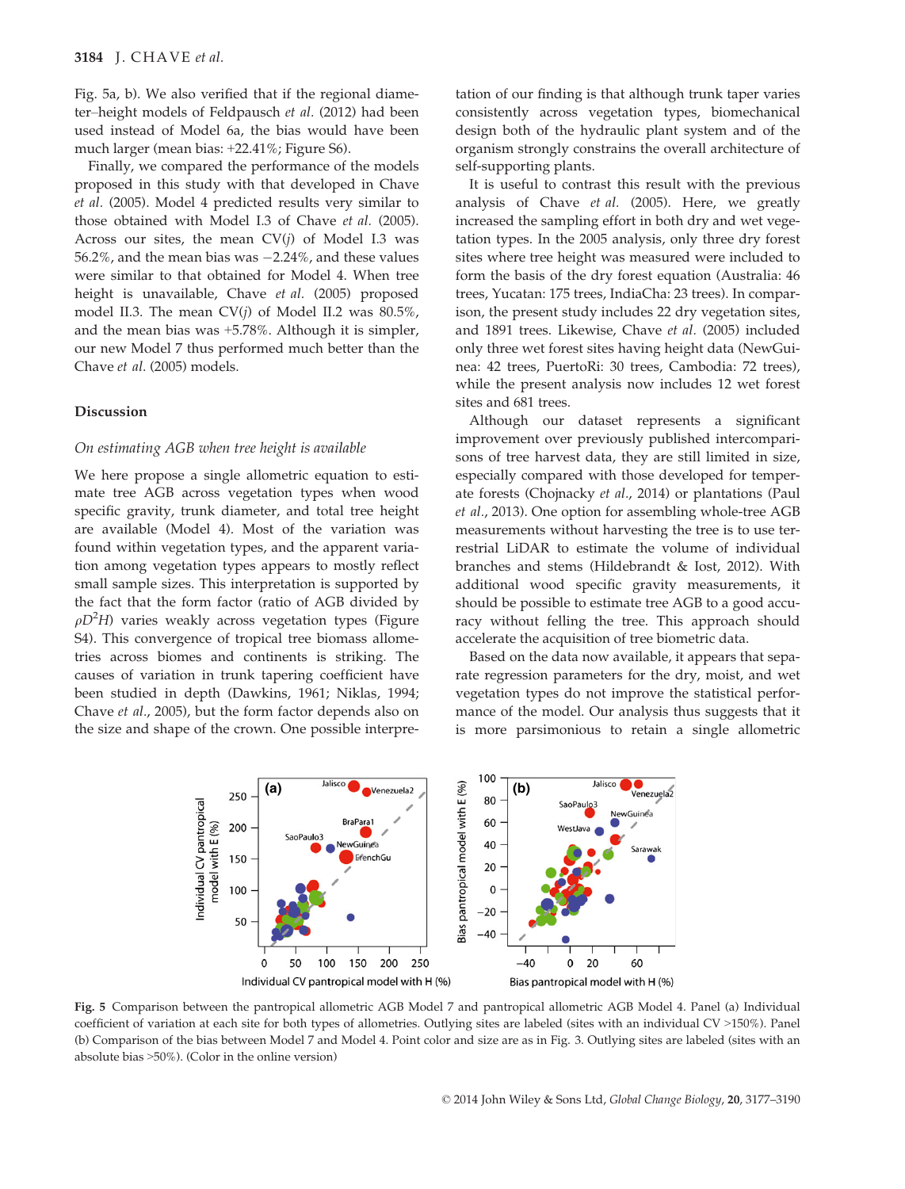Fig. 5a, b). We also verified that if the regional diameter–height models of Feldpausch *et al.* (2012) had been used instead of Model 6a, the bias would have been much larger (mean bias: +22.41%; Figure S6).

Finally, we compared the performance of the models proposed in this study with that developed in Chave *et al.* (2005). Model 4 predicted results very similar to those obtained with Model I.3 of Chave *et al.* (2005). Across our sites, the mean CV($j$) of Model I.3 was 56.2%, and the mean bias was −2.24%, and these values were similar to that obtained for Model 4. When tree height is unavailable, Chave *et al.* (2005) proposed model II.3. The mean CV($j$) of Model II.2 was 80.5%, and the mean bias was +5.78%. Although it is simpler, our new Model 7 thus performed much better than the Chave *et al.* (2005) models.

## Discussion

### *On estimating AGB when tree height is available*

We here propose a single allometric equation to estimate tree AGB across vegetation types when wood specific gravity, trunk diameter, and total tree height are available (Model 4). Most of the variation was found within vegetation types, and the apparent variation among vegetation types appears to mostly reflect small sample sizes. This interpretation is supported by the fact that the form factor (ratio of AGB divided by $\rho D^2 H$) varies weakly across vegetation types (Figure S4). This convergence of tropical tree biomass allometries across biomes and continents is striking. The causes of variation in trunk tapering coefficient have been studied in depth (Dawkins, 1961; Niklas, 1994; Chave *et al.*, 2005), but the form factor depends also on the size and shape of the crown. One possible interpretation of our finding is that although trunk taper varies consistently across vegetation types, biomechanical design both of the hydraulic plant system and of the organism strongly constrains the overall architecture of self-supporting plants.

It is useful to contrast this result with the previous analysis of Chave *et al.* (2005). Here, we greatly increased the sampling effort in both dry and wet vegetation types. In the 2005 analysis, only three dry forest sites where tree height was measured were included to form the basis of the dry forest equation (Australia: 46 trees, Yucatan: 175 trees, IndiaCha: 23 trees). In comparison, the present study includes 22 dry vegetation sites, and 1891 trees. Likewise, Chave *et al.* (2005) included only three wet forest sites having height data (NewGuinea: 42 trees, PuertoRi: 30 trees, Cambodia: 72 trees), while the present analysis now includes 12 wet forest sites and 681 trees.

Although our dataset represents a significant improvement over previously published intercomparisons of tree harvest data, they are still limited in size, especially compared with those developed for temperate forests (Chojnacky *et al.*, 2014) or plantations (Paul *et al.*, 2013). One option for assembling whole-tree AGB measurements without harvesting the tree is to use terrestrial LiDAR to estimate the volume of individual branches and stems (Hildebrandt & Iost, 2012). With additional wood specific gravity measurements, it should be possible to estimate tree AGB to a good accuracy without felling the tree. This approach should accelerate the acquisition of tree biometric data.

Based on the data now available, it appears that separate regression parameters for the dry, moist, and wet vegetation types do not improve the statistical performance of the model. Our analysis thus suggests that it is more parsimonious to retain a single allometric

**Fig. 5** Comparison between the pantropical allometric AGB Model 7 and pantropical allometric AGB Model 4. Panel (a) Individual coefficient of variation at each site for both types of allometries. Outlying sites are labeled (sites with an individual CV >150%). Panel (b) Comparison of the bias between Model 7 and Model 4. Point color and size are as in Fig. 3. Outlying sites are labeled (sites with an absolute bias >50%). (Color in the online version)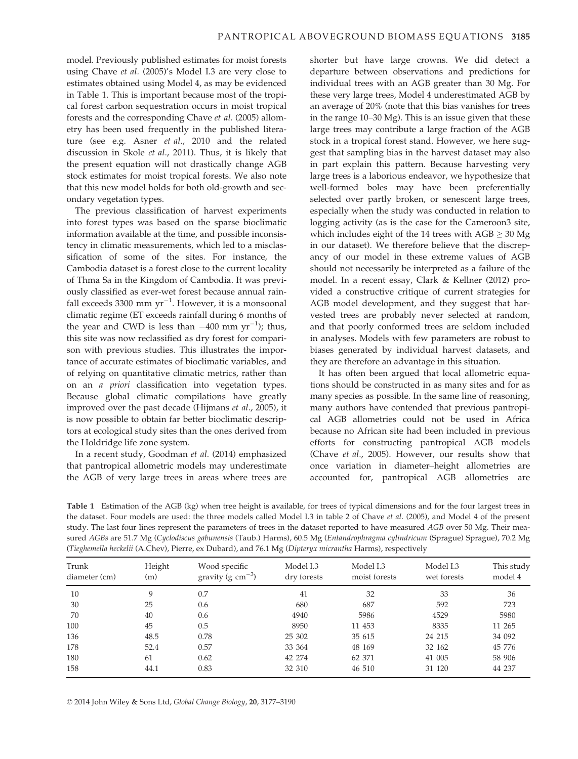model. Previously published estimates for moist forests using Chave *et al.* (2005)'s Model I.3 are very close to estimates obtained using Model 4, as may be evidenced in Table 1. This is important because most of the tropical forest carbon sequestration occurs in moist tropical forests and the corresponding Chave *et al.* (2005) allometry has been used frequently in the published literature (see e.g. Asner *et al.*, 2010 and the related discussion in Skole *et al.*, 2011). Thus, it is likely that the present equation will not drastically change AGB stock estimates for moist tropical forests. We also note that this new model holds for both old-growth and secondary vegetation types.

The previous classification of harvest experiments into forest types was based on the sparse bioclimatic information available at the time, and possible inconsistency in climatic measurements, which led to a misclassification of some of the sites. For instance, the Cambodia dataset is a forest close to the current locality of Thma Sa in the Kingdom of Cambodia. It was previously classified as ever-wet forest because annual rainfall exceeds 3300 mm $yr^{-1}$. However, it is a monsoonal climatic regime (ET exceeds rainfall during 6 months of the year and CWD is less than $-400$ mm $yr^{-1}$); thus, this site was now reclassified as dry forest for comparison with previous studies. This illustrates the importance of accurate estimates of bioclimatic variables, and of relying on quantitative climatic metrics, rather than on an *a priori* classification into vegetation types. Because global climatic compilations have greatly improved over the past decade (Hijmans *et al.*, 2005), it is now possible to obtain far better bioclimatic descriptors at ecological study sites than the ones derived from the Holdridge life zone system.

In a recent study, Goodman *et al.* (2014) emphasized that pantropical allometric models may underestimate the AGB of very large trees in areas where trees are shorter but have large crowns. We did detect a departure between observations and predictions for individual trees with an AGB greater than 30 Mg. For these very large trees, Model 4 underestimated AGB by an average of 20% (note that this bias vanishes for trees in the range 10–30 Mg). This is an issue given that these large trees may contribute a large fraction of the AGB stock in a tropical forest stand. However, we here suggest that sampling bias in the harvest dataset may also in part explain this pattern. Because harvesting very large trees is a laborious endeavor, we hypothesize that well-formed boles may have been preferentially selected over partly broken, or senescent large trees, especially when the study was conducted in relation to logging activity (as is the case for the Cameroon3 site, which includes eight of the 14 trees with AGB $\geq$ 30 Mg in our dataset). We therefore believe that the discrepancy of our model in these extreme values of AGB should not necessarily be interpreted as a failure of the model. In a recent essay, Clark & Kellner (2012) provided a constructive critique of current strategies for AGB model development, and they suggest that harvested trees are probably never selected at random, and that poorly conformed trees are seldom included in analyses. Models with few parameters are robust to biases generated by individual harvest datasets, and they are therefore an advantage in this situation.

It has often been argued that local allometric equations should be constructed in as many sites and for as many species as possible. In the same line of reasoning, many authors have contended that previous pantropical AGB allometries could not be used in Africa because no African site had been included in previous efforts for constructing pantropical AGB models (Chave *et al.*, 2005). However, our results show that once variation in diameter–height allometries are accounted for, pantropical AGB allometries are

**Table 1** Estimation of the AGB (kg) when tree height is available, for trees of typical dimensions and for the four largest trees in the dataset. Four models are used: the three models called Model I.3 in table 2 of Chave *et al.* (2005), and Model 4 of the present study. The last four lines represent the parameters of trees in the dataset reported to have measured *AGB* over 50 Mg. Their measured *AGBs* are 51.7 Mg (*Cyclodiscus gabunensis* (Taub.) Harms), 60.5 Mg (*Entandrophragma cylindricum* (Sprague) Sprague), 70.2 Mg (*Tieghemella heckelii* (A.Chev), Pierre, ex Dubard), and 76.1 Mg (*Dipteryx micrantha* Harms), respectively

| Trunk diameter (cm) | Height (m) | Wood specific gravity (g $cm^{-3}$) | Model I.3 dry forests | Model I.3 moist forests | Model I.3 wet forests | This study model 4 |
|---|---|---|---|---|---|---|
| 10 | 9 | 0.7 | 41 | 32 | 33 | 36 |
| 30 | 25 | 0.6 | 680 | 687 | 592 | 723 |
| 70 | 40 | 0.6 | 4940 | 5986 | 4529 | 5980 |
| 100 | 45 | 0.5 | 8950 | 11 453 | 8335 | 11 265 |
| 136 | 48.5 | 0.78 | 25 302 | 35 615 | 24 215 | 34 092 |
| 178 | 52.4 | 0.57 | 33 364 | 48 169 | 32 162 | 45 776 |
| 180 | 61 | 0.62 | 42 274 | 62 371 | 41 005 | 58 906 |
| 158 | 44.1 | 0.83 | 32 310 | 46 510 | 31 120 | 44 237 |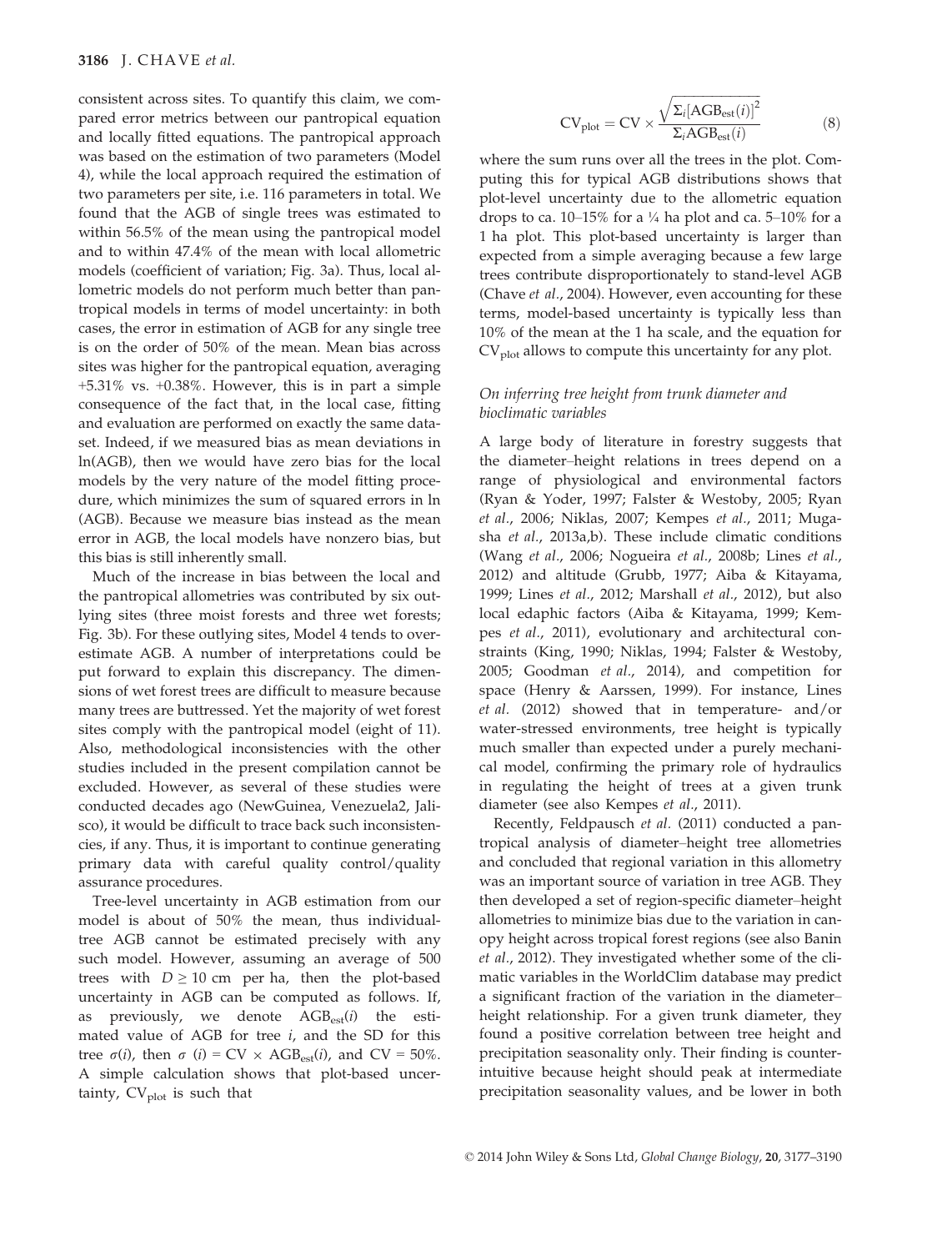consistent across sites. To quantify this claim, we compared error metrics between our pantropical equation and locally fitted equations. The pantropical approach was based on the estimation of two parameters (Model 4), while the local approach required the estimation of two parameters per site, i.e. 116 parameters in total. We found that the AGB of single trees was estimated to within 56.5% of the mean using the pantropical model and to within 47.4% of the mean with local allometric models (coefficient of variation; Fig. 3a). Thus, local allometric models do not perform much better than pantropical models in terms of model uncertainty: in both cases, the error in estimation of AGB for any single tree is on the order of 50% of the mean. Mean bias across sites was higher for the pantropical equation, averaging +5.31% vs. +0.38%. However, this is in part a simple consequence of the fact that, in the local case, fitting and evaluation are performed on exactly the same dataset. Indeed, if we measured bias as mean deviations in ln(AGB), then we would have zero bias for the local models by the very nature of the model fitting procedure, which minimizes the sum of squared errors in ln (AGB). Because we measure bias instead as the mean error in AGB, the local models have nonzero bias, but this bias is still inherently small.

Much of the increase in bias between the local and the pantropical allometries was contributed by six outlying sites (three moist forests and three wet forests; Fig. 3b). For these outlying sites, Model 4 tends to overestimate AGB. A number of interpretations could be put forward to explain this discrepancy. The dimensions of wet forest trees are difficult to measure because many trees are buttressed. Yet the majority of wet forest sites comply with the pantropical model (eight of 11). Also, methodological inconsistencies with the other studies included in the present compilation cannot be excluded. However, as several of these studies were conducted decades ago (NewGuinea, Venezuela2, Jalisco), it would be difficult to trace back such inconsistencies, if any. Thus, it is important to continue generating primary data with careful quality control/quality assurance procedures.

Tree-level uncertainty in AGB estimation from our model is about of 50% the mean, thus individual-tree AGB cannot be estimated precisely with any such model. However, assuming an average of 500 trees with $D \geq 10$ cm per ha, then the plot-based uncertainty in AGB can be computed as follows. If, as previously, we denote $AGB_{est}(i)$ the estimated value of AGB for tree $i$, and the SD for this tree $\sigma(i)$, then $\sigma(i) = CV \times AGB_{est}(i)$, and $CV = 50\%$. A simple calculation shows that plot-based uncertainty, $CV_{plot}$ is such that

$$CV_{plot} = CV \times \frac{\sqrt{\Sigma_i [AGB_{est}(i)]^2}}{\Sigma_i AGB_{est}(i)} \qquad (8)$$

where the sum runs over all the trees in the plot. Computing this for typical AGB distributions shows that plot-level uncertainty due to the allometric equation drops to ca. 10–15% for a ¼ ha plot and ca. 5–10% for a 1 ha plot. This plot-based uncertainty is larger than expected from a simple averaging because a few large trees contribute disproportionately to stand-level AGB (Chave *et al.*, 2004). However, even accounting for these terms, model-based uncertainty is typically less than 10% of the mean at the 1 ha scale, and the equation for $CV_{plot}$ allows to compute this uncertainty for any plot.

### *On inferring tree height from trunk diameter and bioclimatic variables*

A large body of literature in forestry suggests that the diameter–height relations in trees depend on a range of physiological and environmental factors (Ryan & Yoder, 1997; Falster & Westoby, 2005; Ryan *et al.*, 2006; Niklas, 2007; Kempes *et al.*, 2011; Mugasha *et al.*, 2013a,b). These include climatic conditions (Wang *et al.*, 2006; Nogueira *et al.*, 2008b; Lines *et al.*, 2012) and altitude (Grubb, 1977; Aiba & Kitayama, 1999; Lines *et al.*, 2012; Marshall *et al.*, 2012), but also local edaphic factors (Aiba & Kitayama, 1999; Kempes *et al.*, 2011), evolutionary and architectural constraints (King, 1990; Niklas, 1994; Falster & Westoby, 2005; Goodman *et al.*, 2014), and competition for space (Henry & Aarssen, 1999). For instance, Lines *et al.* (2012) showed that in temperature- and/or water-stressed environments, tree height is typically much smaller than expected under a purely mechanical model, confirming the primary role of hydraulics in regulating the height of trees at a given trunk diameter (see also Kempes *et al.*, 2011).

Recently, Feldpausch *et al.* (2011) conducted a pantropical analysis of diameter–height tree allometries and concluded that regional variation in this allometry was an important source of variation in tree AGB. They then developed a set of region-specific diameter–height allometries to minimize bias due to the variation in canopy height across tropical forest regions (see also Banin *et al.*, 2012). They investigated whether some of the climatic variables in the WorldClim database may predict a significant fraction of the variation in the diameter–height relationship. For a given trunk diameter, they found a positive correlation between tree height and precipitation seasonality only. Their finding is counterintuitive because height should peak at intermediate precipitation seasonality values, and be lower in both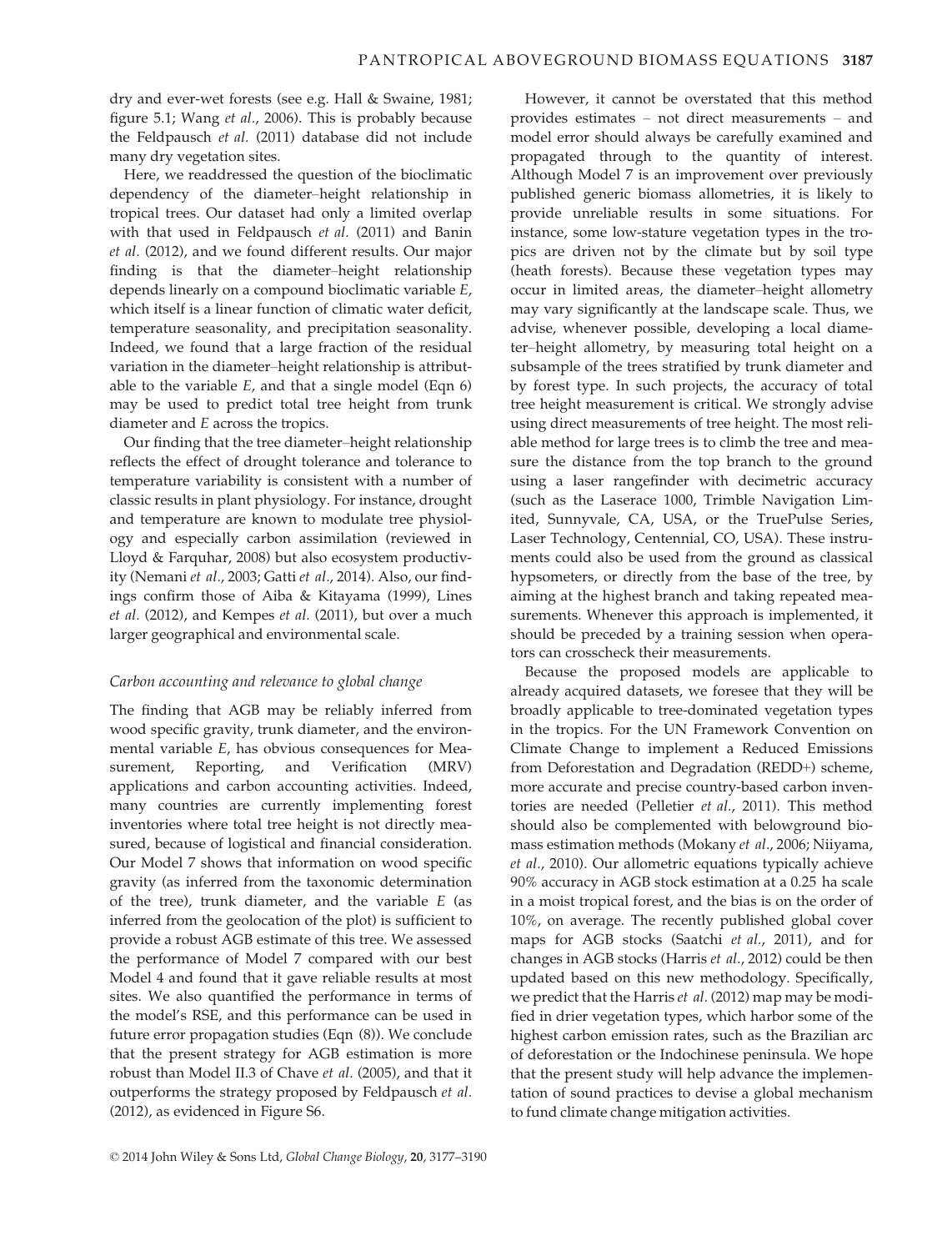dry and ever-wet forests (see e.g. Hall & Swaine, 1981; figure 5.1; Wang *et al*., 2006). This is probably because the Feldpausch *et al.* (2011) database did not include many dry vegetation sites.

Here, we readdressed the question of the bioclimatic dependency of the diameter–height relationship in tropical trees. Our dataset had only a limited overlap with that used in Feldpausch *et al.* (2011) and Banin *et al.* (2012), and we found different results. Our major finding is that the diameter–height relationship depends linearly on a compound bioclimatic variable $E$, which itself is a linear function of climatic water deficit, temperature seasonality, and precipitation seasonality. Indeed, we found that a large fraction of the residual variation in the diameter–height relationship is attributable to the variable $E$, and that a single model (Eqn 6) may be used to predict total tree height from trunk diameter and $E$ across the tropics.

Our finding that the tree diameter–height relationship reflects the effect of drought tolerance and tolerance to temperature variability is consistent with a number of classic results in plant physiology. For instance, drought and temperature are known to modulate tree physiology and especially carbon assimilation (reviewed in Lloyd & Farquhar, 2008) but also ecosystem productivity (Nemani *et al*., 2003; Gatti *et al*., 2014). Also, our findings confirm those of Aiba & Kitayama (1999), Lines *et al.* (2012), and Kempes *et al.* (2011), but over a much larger geographical and environmental scale.

### *Carbon accounting and relevance to global change*

The finding that AGB may be reliably inferred from wood specific gravity, trunk diameter, and the environmental variable $E$, has obvious consequences for Measurement, Reporting, and Verification (MRV) applications and carbon accounting activities. Indeed, many countries are currently implementing forest inventories where total tree height is not directly measured, because of logistical and financial consideration. Our Model 7 shows that information on wood specific gravity (as inferred from the taxonomic determination of the tree), trunk diameter, and the variable $E$ (as inferred from the geolocation of the plot) is sufficient to provide a robust AGB estimate of this tree. We assessed the performance of Model 7 compared with our best Model 4 and found that it gave reliable results at most sites. We also quantified the performance in terms of the model's RSE, and this performance can be used in future error propagation studies (Eqn (8)). We conclude that the present strategy for AGB estimation is more robust than Model II.3 of Chave *et al.* (2005), and that it outperforms the strategy proposed by Feldpausch *et al.* (2012), as evidenced in Figure S6.

However, it cannot be overstated that this method provides estimates – not direct measurements – and model error should always be carefully examined and propagated through to the quantity of interest. Although Model 7 is an improvement over previously published generic biomass allometries, it is likely to provide unreliable results in some situations. For instance, some low-stature vegetation types in the tropics are driven not by the climate but by soil type (heath forests). Because these vegetation types may occur in limited areas, the diameter–height allometry may vary significantly at the landscape scale. Thus, we advise, whenever possible, developing a local diameter–height allometry, by measuring total height on a subsample of the trees stratified by trunk diameter and by forest type. In such projects, the accuracy of total tree height measurement is critical. We strongly advise using direct measurements of tree height. The most reliable method for large trees is to climb the tree and measure the distance from the top branch to the ground using a laser rangefinder with decimetric accuracy (such as the Laserace 1000, Trimble Navigation Limited, Sunnyvale, CA, USA, or the TruePulse Series, Laser Technology, Centennial, CO, USA). These instruments could also be used from the ground as classical hypsometers, or directly from the base of the tree, by aiming at the highest branch and taking repeated measurements. Whenever this approach is implemented, it should be preceded by a training session when operators can crosscheck their measurements.

Because the proposed models are applicable to already acquired datasets, we foresee that they will be broadly applicable to tree-dominated vegetation types in the tropics. For the UN Framework Convention on Climate Change to implement a Reduced Emissions from Deforestation and Degradation (REDD+) scheme, more accurate and precise country-based carbon inventories are needed (Pelletier *et al*., 2011). This method should also be complemented with belowground biomass estimation methods (Mokany *et al*., 2006; Niiyama, *et al*., 2010). Our allometric equations typically achieve 90% accuracy in AGB stock estimation at a 0.25 ha scale in a moist tropical forest, and the bias is on the order of 10%, on average. The recently published global cover maps for AGB stocks (Saatchi *et al*., 2011), and for changes in AGB stocks (Harris *et al*., 2012) could be then updated based on this new methodology. Specifically, we predict that the Harris *et al.* (2012) map may be modified in drier vegetation types, which harbor some of the highest carbon emission rates, such as the Brazilian arc of deforestation or the Indochinese peninsula. We hope that the present study will help advance the implementation of sound practices to devise a global mechanism to fund climate change mitigation activities.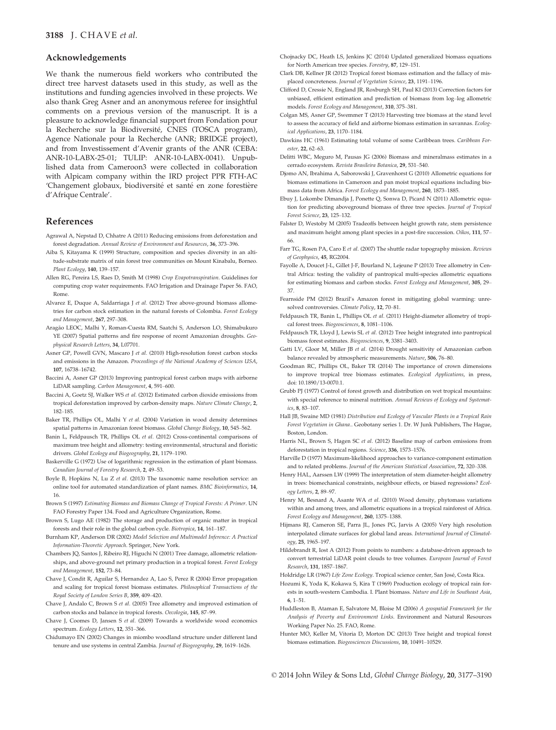## Acknowledgements

We thank the numerous field workers who contributed the direct tree harvest datasets used in this study, as well as the institutions and funding agencies involved in these projects. We also thank Greg Asner and an anonymous referee for insightful comments on a previous version of the manuscript. It is a pleasure to acknowledge financial support from Fondation pour la Recherche sur la Biodiversité, CNES (TOSCA program), Agence Nationale pour la Recherche (ANR; BRIDGE project), and from Investissement d'Avenir grants of the ANR (CEBA: ANR-10-LABX-25-01; TULIP: ANR-10-LABX-0041). Unpublished data from Cameroon3 were collected in collaboration with Alpicam company within the IRD project PPR FTH-AC 'Changement globaux, biodiversité et santé en zone forestière d'Afrique Centrale'.

## References

Agrawal A, Nepstad D, Chhatre A (2011) Reducing emissions from deforestation and forest degradation. *Annual Review of Environment and Resources*, **36**, 373–396.

Aiba S, Kitayama K (1999) Structure, composition and species diversity in an altitude-substrate matrix of rain forest tree communities on Mount Kinabalu, Borneo. *Plant Ecology*, **140**, 139–157.

Allen RG, Pereira LS, Raes D, Smith M (1998) *Crop Evapotranspiration.* Guidelines for computing crop water requirements. FAO Irrigation and Drainage Paper 56. FAO, Rome.

Alvarez E, Duque A, Saldarriaga J *et al.* (2012) Tree above-ground biomass allometries for carbon stock estimation in the natural forests of Colombia. *Forest Ecology and Management*, **267**, 297–308.

Aragão LEOC, Malhi Y, Roman-Cuesta RM, Saatchi S, Anderson LO, Shimabukuro YE (2007) Spatial patterns and fire response of recent Amazonian droughts. *Geophysical Research Letters*, **34**, L07701.

Asner GP, Powell GVN, Mascaro J *et al.* (2010) High-resolution forest carbon stocks and emissions in the Amazon. *Proceedings of the National Academy of Sciences USA*, **107**, 16738–16742.

Baccini A, Asner GP (2013) Improving pantropical forest carbon maps with airborne LiDAR sampling. *Carbon Management*, **4**, 591–600.

Baccini A, Goetz SJ, Walker WS *et al.* (2012) Estimated carbon dioxide emissions from tropical deforestation improved by carbon-density maps. *Nature Climate Change*, **2**, 182–185.

Baker TR, Phillips OL, Malhi Y *et al.* (2004) Variation in wood density determines spatial patterns in Amazonian forest biomass. *Global Change Biology*, **10**, 545–562.

Banin L, Feldpausch TR, Phillips OL *et al.* (2012) Cross-continental comparisons of maximum tree height and allometry: testing environmental, structural and floristic drivers. *Global Ecology and Biogeography*, **21**, 1179–1190.

Baskerville G (1972) Use of logarithmic regression in the estimation of plant biomass. *Canadian Journal of Forestry Research*, **2**, 49–53.

Boyle B, Hopkins N, Lu Z *et al.* (2013) The taxonomic name resolution service: an online tool for automated standardization of plant names. *BMC Bioinformatics*, **14**, 16.

Brown S (1997) *Estimating Biomass and Biomass Change of Tropical Forests: A Primer.* UN FAO Forestry Paper 134. Food and Agriculture Organization, Rome.

Brown S, Lugo AE (1982) The storage and production of organic matter in tropical forests and their role in the global carbon cycle. *Biotropica*, **14**, 161–187.

Burnham KP, Anderson DR (2002) *Model Selection and Multimodel Inference: A Practical Information-Theoretic Approach.* Springer, New York.

Chambers JQ, Santos J, Ribeiro RJ, Higuchi N (2001) Tree damage, allometric relationships, and above-ground net primary production in a tropical forest. *Forest Ecology and Management*, **152**, 73–84.

Chave J, Condit R, Aguilar S, Hernandez A, Lao S, Perez R (2004) Error propagation and scaling for tropical forest biomass estimates. *Philosophical Transactions of the Royal Society of London Series B*, **359**, 409–420.

Chave J, Andalo C, Brown S *et al.* (2005) Tree allometry and improved estimation of carbon stocks and balance in tropical forests. *Oecologia*, **145**, 87–99.

Chave J, Coomes D, Jansen S *et al.* (2009) Towards a worldwide wood economics spectrum. *Ecology Letters*, **12**, 351–366.

Chidumayo EN (2002) Changes in miombo woodland structure under different land tenure and use systems in central Zambia. *Journal of Biogeography*, **29**, 1619–1626.

Chojnacky DC, Heath LS, Jenkins JC (2014) Updated generalized biomass equations for North American tree species. *Forestry*, **87**, 129–151.

Clark DB, Kellner JR (2012) Tropical forest biomass estimation and the fallacy of misplaced concreteness. *Journal of Vegetation Science*, **23**, 1191–1196.

Clifford D, Cressie N, England JR, Roxburgh SH, Paul KI (2013) Correction factors for unbiased, efficient estimation and prediction of biomass from log–log allometric models. *Forest Ecology and Management*, **310**, 375–381.

Colgan MS, Asner GP, Swemmer T (2013) Harvesting tree biomass at the stand level to assess the accuracy of field and airborne biomass estimation in savannas. *Ecological Applications*, **23**, 1170–1184.

Dawkins HC (1961) Estimating total volume of some Caribbean trees. *Caribbean Forester*, **22**, 62–63.

Delitti WBC, Meguro M, Pausas JG (2006) Biomass and mineralmass estimates in a cerrado ecosystem. *Revista Brasileira Botanica*, **29**, 531–540.

Djomo AN, Ibrahima A, Saborowski J, Gravenhorst G (2010) Allometric equations for biomass estimations in Cameroon and pan moist tropical equations including biomass data from Africa. *Forest Ecology and Management*, **260**, 1873–1885.

Ebuy J, Lokombe Dimandja J, Ponette Q, Sonwa D, Picard N (2011) Allometric equation for predicting aboveground biomass of three tree species. *Journal of Tropical Forest Science*, **23**, 125–132.

Falster D, Westoby M (2005) Tradeoffs between height growth rate, stem persistence and maximum height among plant species in a post-fire succession. *Oikos*, **111**, 57–66.

Farr TG, Rosen PA, Caro E *et al.* (2007) The shuttle radar topography mission. *Reviews of Geophysics*, **45**, RG2004.

Fayolle A, Doucet J-L, Gillet J-F, Bourland N, Lejeune P (2013) Tree allometry in Central Africa: testing the validity of pantropical multi-species allometric equations for estimating biomass and carbon stocks. *Forest Ecology and Management*, **305**, 29–37.

Fearnside PM (2012) Brazil's Amazon forest in mitigating global warming: unresolved controversies. *Climate Policy*, **12**, 70–81.

Feldpausch TR, Banin L, Phillips OL *et al.* (2011) Height-diameter allometry of tropical forest trees. *Biogeosciences*, **8**, 1081–1106.

Feldpausch TR, Lloyd J, Lewis SL *et al.* (2012) Tree height integrated into pantropical biomass forest estimates. *Biogeosciences*, **9**, 3381–3403.

Gatti LV, Gloor M, Miller JB *et al.* (2014) Drought sensitivity of Amazonian carbon balance revealed by atmospheric measurements. *Nature*, **506**, 76–80.

Goodman RC, Phillips OL, Baker TR (2014) The importance of crown dimensions to improve tropical tree biomass estimates. *Ecological Applications*, in press, doi: 10.1890/13-0070.1.

Grubb PJ (1977) Control of forest growth and distribution on wet tropical mountains: with special reference to mineral nutrition. *Annual Reviews of Ecology and Systematics*, **8**, 83–107.

Hall JB, Swaine MD (1981) *Distribution and Ecology of Vascular Plants in a Tropical Rain Forest Vegetation in Ghana*.. Geobotany series 1. Dr. W Junk Publishers, The Hague, Boston, London.

Harris NL, Brown S, Hagen SC *et al.* (2012) Baseline map of carbon emissions from deforestation in tropical regions. *Science*, **336**, 1573–1576.

Harville D (1977) Maximum-likelihood approaches to variance-component estimation and to related problems. *Journal of the American Statistical Association*, **72**, 320–338.

Henry HAL, Aarssen LW (1999) The interpretation of stem diameter-height allometry in trees: biomechanical constraints, neighbour effects, or biased regressions? *Ecology Letters*, **2**, 89–97.

Henry M, Besnard A, Asante WA *et al.* (2010) Wood density, phytomass variations within and among trees, and allometric equations in a tropical rainforest of Africa. *Forest Ecology and Management*, **260**, 1375–1388.

Hijmans RJ, Cameron SE, Parra JL, Jones PG, Jarvis A (2005) Very high resolution interpolated climate surfaces for global land areas. *International Journal of Climatology*, **25**, 1965–197.

Hildebrandt R, Iost A (2012) From points to numbers: a database-driven approach to convert terrestrial LiDAR point clouds to tree volumes. *European Journal of Forest Research*, **131**, 1857–1867.

Holdridge LR (1967) *Life Zone Ecology.* Tropical science center, San José, Costa Rica.

Hozumi K, Yoda K, Kokawa S, Kira T (1969) Production ecology of tropical rain forests in south-western Cambodia. I. Plant biomass. *Nature and Life in Southeast Asia*, **6**, 1–51.

Huddleston B, Ataman E, Salvatore M, Bloise M (2006) *A geospatial Framework for the Analysis of Poverty and Environment Links.* Environment and Natural Resources Working Paper No. 25. FAO, Rome.

Hunter MO, Keller M, Vitoria D, Morton DC (2013) Tree height and tropical forest biomass estimation. *Biogeosciences Discussions*, **10**, 10491–10529.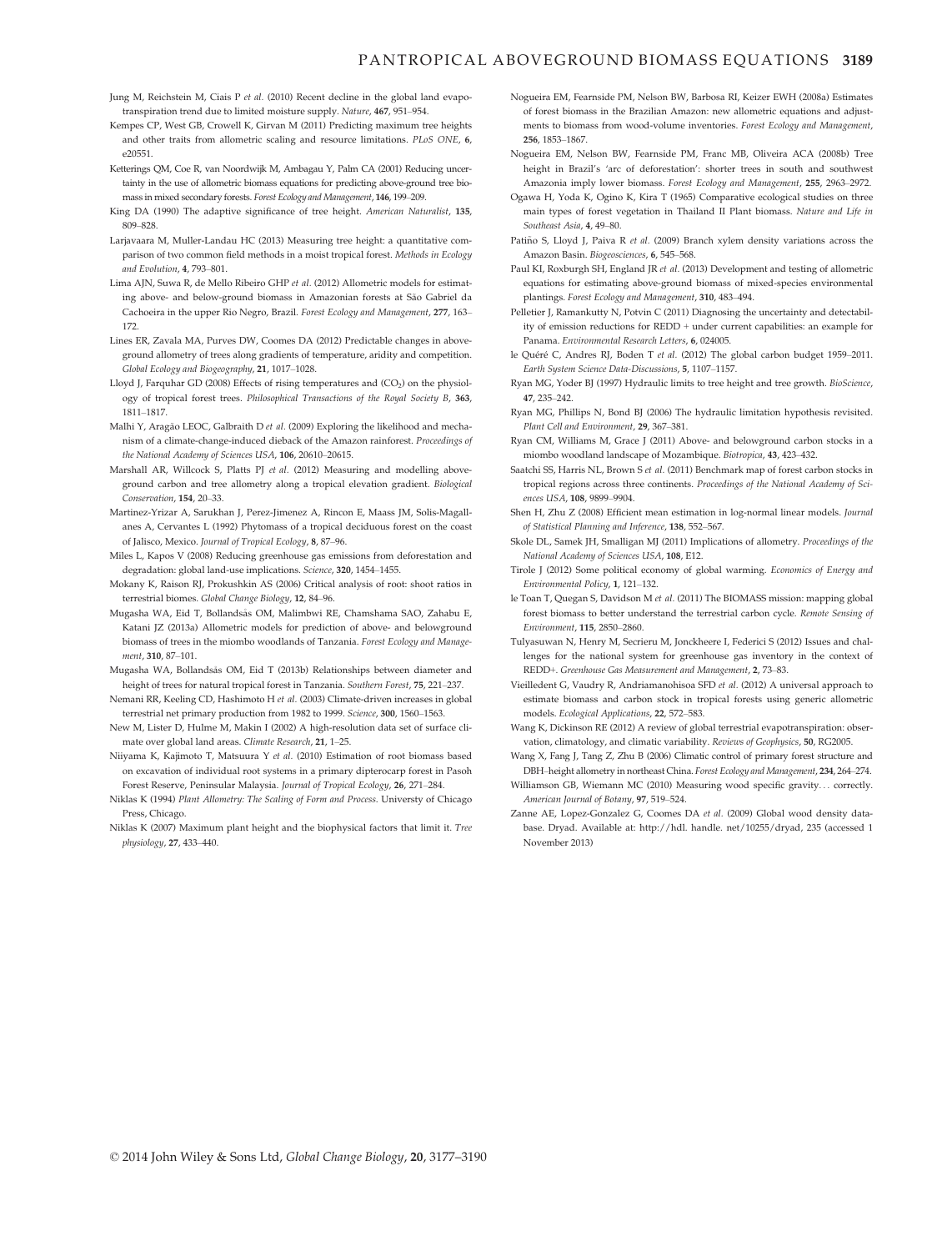Jung M, Reichstein M, Ciais P *et al.* (2010) Recent decline in the global land evapotranspiration trend due to limited moisture supply. *Nature*, **467**, 951–954.

Kempes CP, West GB, Crowell K, Girvan M (2011) Predicting maximum tree heights and other traits from allometric scaling and resource limitations. *PLoS ONE*, **6**, e20551.

Ketterings QM, Coe R, van Noordwijk M, Ambagau Y, Palm CA (2001) Reducing uncertainty in the use of allometric biomass equations for predicting above-ground tree biomass in mixed secondary forests. *Forest Ecology and Management*, **146**, 199–209.

King DA (1990) The adaptive significance of tree height. *American Naturalist*, **135**, 809–828.

Larjavaara M, Muller-Landau HC (2013) Measuring tree height: a quantitative comparison of two common field methods in a moist tropical forest. *Methods in Ecology and Evolution*, **4**, 793–801.

Lima AJN, Suwa R, de Mello Ribeiro GHP *et al.* (2012) Allometric models for estimating above- and below-ground biomass in Amazonian forests at São Gabriel da Cachoeira in the upper Rio Negro, Brazil. *Forest Ecology and Management*, **277**, 163–172.

Lines ER, Zavala MA, Purves DW, Coomes DA (2012) Predictable changes in aboveground allometry of trees along gradients of temperature, aridity and competition. *Global Ecology and Biogeography*, **21**, 1017–1028.

Lloyd J, Farquhar GD (2008) Effects of rising temperatures and ($CO_2$) on the physiology of tropical forest trees. *Philosophical Transactions of the Royal Society B*, **363**, 1811–1817.

Malhi Y, Aragão LEOC, Galbraith D *et al.* (2009) Exploring the likelihood and mechanism of a climate-change-induced dieback of the Amazon rainforest. *Proceedings of the National Academy of Sciences USA*, **106**, 20610–20615.

Marshall AR, Willcock S, Platts PJ *et al.* (2012) Measuring and modelling aboveground carbon and tree allometry along a tropical elevation gradient. *Biological Conservation*, **154**, 20–33.

Martinez-Yrizar A, Sarukhan J, Perez-Jimenez A, Rincon E, Maass JM, Solis-Magallanes A, Cervantes L (1992) Phytomass of a tropical deciduous forest on the coast of Jalisco, Mexico. *Journal of Tropical Ecology*, **8**, 87–96.

Miles L, Kapos V (2008) Reducing greenhouse gas emissions from deforestation and degradation: global land-use implications. *Science*, **320**, 1454–1455.

Mokany K, Raison RJ, Prokushkin AS (2006) Critical analysis of root: shoot ratios in terrestrial biomes. *Global Change Biology*, **12**, 84–96.

Mugasha WA, Eid T, Bollandsås OM, Malimbwi RE, Chamshama SAO, Zahabu E, Katani JZ (2013a) Allometric models for prediction of above- and belowground biomass of trees in the miombo woodlands of Tanzania. *Forest Ecology and Management*, **310**, 87–101.

Mugasha WA, Bollandsås OM, Eid T (2013b) Relationships between diameter and height of trees for natural tropical forest in Tanzania. *Southern Forest*, **75**, 221–237.

Nemani RR, Keeling CD, Hashimoto H *et al.* (2003) Climate-driven increases in global terrestrial net primary production from 1982 to 1999. *Science*, **300**, 1560–1563.

New M, Lister D, Hulme M, Makin I (2002) A high-resolution data set of surface climate over global land areas. *Climate Research*, **21**, 1–25.

Niiyama K, Kajimoto T, Matsuura Y *et al.* (2010) Estimation of root biomass based on excavation of individual root systems in a primary dipterocarp forest in Pasoh Forest Reserve, Peninsular Malaysia. *Journal of Tropical Ecology*, **26**, 271–284.

Niklas K (1994) *Plant Allometry: The Scaling of Form and Process*. Universty of Chicago Press, Chicago.

Niklas K (2007) Maximum plant height and the biophysical factors that limit it. *Tree physiology*, **27**, 433–440.

Nogueira EM, Fearnside PM, Nelson BW, Barbosa RI, Keizer EWH (2008a) Estimates of forest biomass in the Brazilian Amazon: new allometric equations and adjustments to biomass from wood-volume inventories. *Forest Ecology and Management*, **256**, 1853–1867.

Nogueira EM, Nelson BW, Fearnside PM, Franc MB, Oliveira ACA (2008b) Tree height in Brazil's 'arc of deforestation': shorter trees in south and southwest Amazonia imply lower biomass. *Forest Ecology and Management*, **255**, 2963–2972.

Ogawa H, Yoda K, Ogino K, Kira T (1965) Comparative ecological studies on three main types of forest vegetation in Thailand II Plant biomass. *Nature and Life in Southeast Asia*, **4**, 49–80.

Patiño S, Lloyd J, Paiva R *et al.* (2009) Branch xylem density variations across the Amazon Basin. *Biogeosciences*, **6**, 545–568.

Paul KI, Roxburgh SH, England JR *et al.* (2013) Development and testing of allometric equations for estimating above-ground biomass of mixed-species environmental plantings. *Forest Ecology and Management*, **310**, 483–494.

Pelletier J, Ramankutty N, Potvin C (2011) Diagnosing the uncertainty and detectability of emission reductions for REDD + under current capabilities: an example for Panama. *Environmental Research Letters*, **6**, 024005.

le Quéré C, Andres RJ, Boden T *et al.* (2012) The global carbon budget 1959–2011. *Earth System Science Data-Discussions*, **5**, 1107–1157.

Ryan MG, Yoder BJ (1997) Hydraulic limits to tree height and tree growth. *BioScience*, **47**, 235–242.

Ryan MG, Phillips N, Bond BJ (2006) The hydraulic limitation hypothesis revisited. *Plant Cell and Environment*, **29**, 367–381.

Ryan CM, Williams M, Grace J (2011) Above- and belowground carbon stocks in a miombo woodland landscape of Mozambique. *Biotropica*, **43**, 423–432.

Saatchi SS, Harris NL, Brown S *et al.* (2011) Benchmark map of forest carbon stocks in tropical regions across three continents. *Proceedings of the National Academy of Sciences USA*, **108**, 9899–9904.

Shen H, Zhu Z (2008) Efficient mean estimation in log-normal linear models. *Journal of Statistical Planning and Inference*, **138**, 552–567.

Skole DL, Samek JH, Smalligan MJ (2011) Implications of allometry. *Proceedings of the National Academy of Sciences USA*, **108**, E12.

Tirole J (2012) Some political economy of global warming. *Economics of Energy and Environmental Policy*, **1**, 121–132.

le Toan T, Quegan S, Davidson M *et al.* (2011) The BIOMASS mission: mapping global forest biomass to better understand the terrestrial carbon cycle. *Remote Sensing of Environment*, **115**, 2850–2860.

Tulyasuwan N, Henry M, Secrieru M, Jonckheere I, Federici S (2012) Issues and challenges for the national system for greenhouse gas inventory in the context of REDD+. *Greenhouse Gas Measurement and Management*, **2**, 73–83.

Vieilledent G, Vaudry R, Andriamanohisoa SFD *et al.* (2012) A universal approach to estimate biomass and carbon stock in tropical forests using generic allometric models. *Ecological Applications*, **22**, 572–583.

Wang K, Dickinson RE (2012) A review of global terrestrial evapotranspiration: observation, climatology, and climatic variability. *Reviews of Geophysics*, **50**, RG2005.

Wang X, Fang J, Tang Z, Zhu B (2006) Climatic control of primary forest structure and DBH–height allometry in northeast China. *Forest Ecology and Management*, **234**, 264–274.

Williamson GB, Wiemann MC (2010) Measuring wood specific gravity... correctly. *American Journal of Botany*, **97**, 519–524.

Zanne AE, Lopez-Gonzalez G, Coomes DA *et al.* (2009) Global wood density database. Dryad. Available at: http://hdl. handle. net/10255/dryad, 235 (accessed 1 November 2013)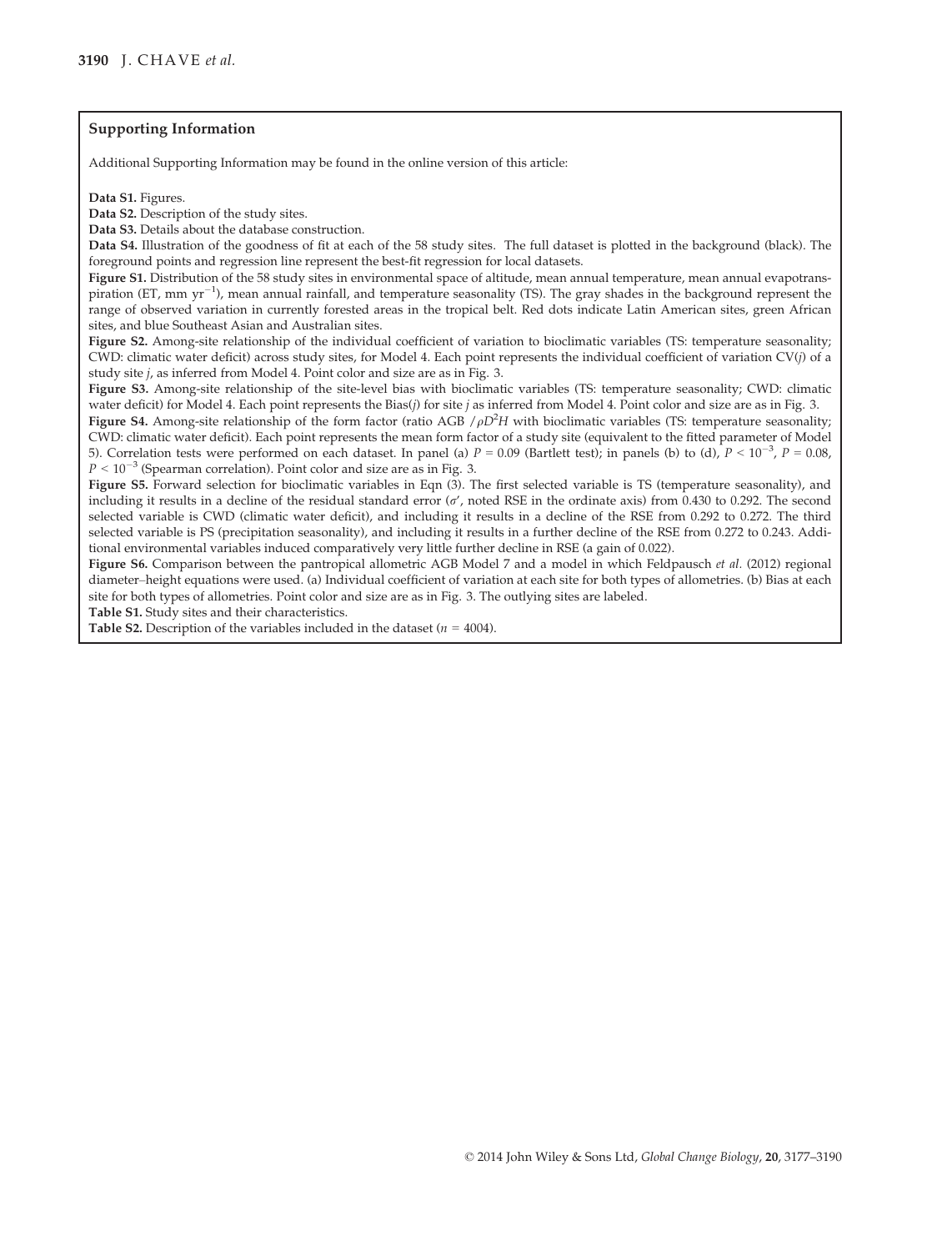## Supporting Information

Additional Supporting Information may be found in the online version of this article:

**Data S1.** Figures.

**Data S2.** Description of the study sites.

**Data S3.** Details about the database construction.

**Data S4.** Illustration of the goodness of fit at each of the 58 study sites. The full dataset is plotted in the background (black). The foreground points and regression line represent the best-fit regression for local datasets.

**Figure S1.** Distribution of the 58 study sites in environmental space of altitude, mean annual temperature, mean annual evapotranspiration (ET, mm $yr^{-1}$), mean annual rainfall, and temperature seasonality (TS). The gray shades in the background represent the range of observed variation in currently forested areas in the tropical belt. Red dots indicate Latin American sites, green African sites, and blue Southeast Asian and Australian sites.

**Figure S2.** Among-site relationship of the individual coefficient of variation to bioclimatic variables (TS: temperature seasonality; CWD: climatic water deficit) across study sites, for Model 4. Each point represents the individual coefficient of variation CV(*j*) of a study site *j*, as inferred from Model 4. Point color and size are as in Fig. 3.

**Figure S3.** Among-site relationship of the site-level bias with bioclimatic variables (TS: temperature seasonality; CWD: climatic water deficit) for Model 4. Each point represents the Bias(*j*) for site *j* as inferred from Model 4. Point color and size are as in Fig. 3.

**Figure S4.** Among-site relationship of the form factor (ratio AGB /$\rho D^2 H$ with bioclimatic variables (TS: temperature seasonality; CWD: climatic water deficit). Each point represents the mean form factor of a study site (equivalent to the fitted parameter of Model 5). Correlation tests were performed on each dataset. In panel (a) $P = 0.09$ (Bartlett test); in panels (b) to (d), $P < 10^{-3}$, $P = 0.08$, $P < 10^{-3}$ (Spearman correlation). Point color and size are as in Fig. 3.

**Figure S5.** Forward selection for bioclimatic variables in Eqn (3). The first selected variable is TS (temperature seasonality), and including it results in a decline of the residual standard error ($\sigma'$, noted RSE in the ordinate axis) from 0.430 to 0.292. The second selected variable is CWD (climatic water deficit), and including it results in a decline of the RSE from 0.292 to 0.272. The third selected variable is PS (precipitation seasonality), and including it results in a further decline of the RSE from 0.272 to 0.243. Additional environmental variables induced comparatively very little further decline in RSE (a gain of 0.022).

**Figure S6.** Comparison between the pantropical allometric AGB Model 7 and a model in which Feldpausch *et al.* (2012) regional diameter–height equations were used. (a) Individual coefficient of variation at each site for both types of allometries. (b) Bias at each site for both types of allometries. Point color and size are as in Fig. 3. The outlying sites are labeled.

**Table S1.** Study sites and their characteristics.

**Table S2.** Description of the variables included in the dataset ($n$ = 4004).